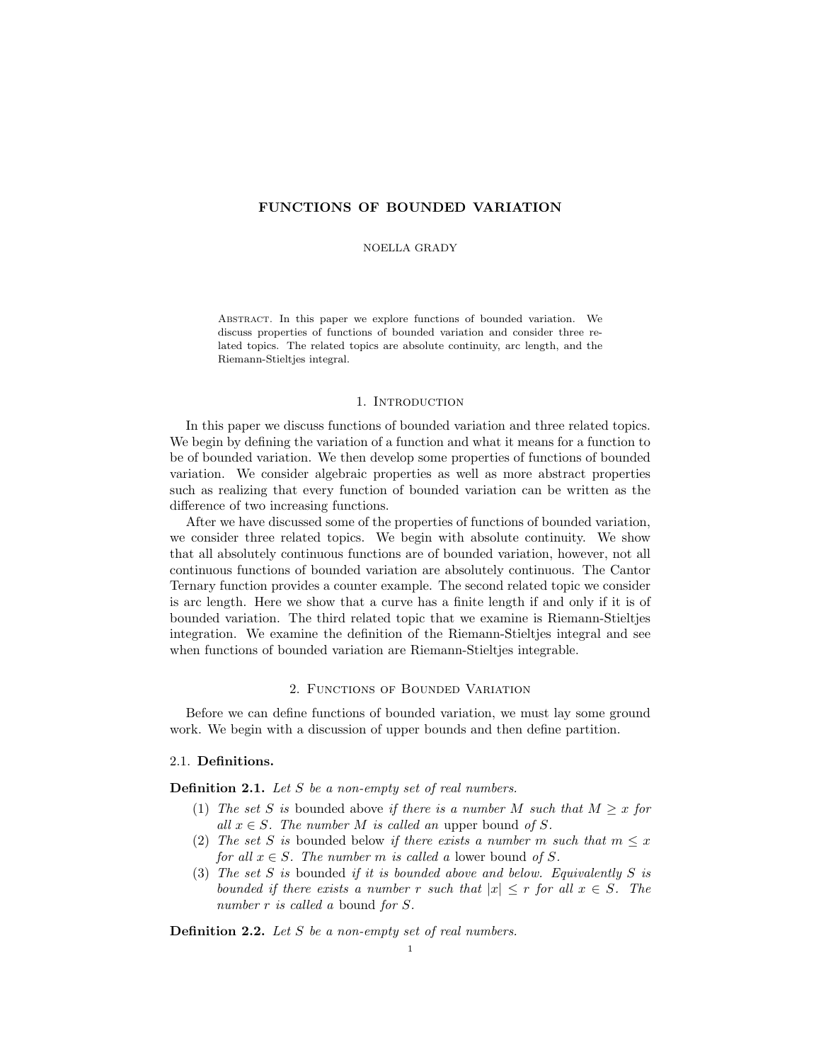# FUNCTIONS OF BOUNDED VARIATION

NOELLA GRADY

Abstract. In this paper we explore functions of bounded variation. We discuss properties of functions of bounded variation and consider three related topics. The related topics are absolute continuity, arc length, and the Riemann-Stieltjes integral.

## 1. Introduction

In this paper we discuss functions of bounded variation and three related topics. We begin by defining the variation of a function and what it means for a function to be of bounded variation. We then develop some properties of functions of bounded variation. We consider algebraic properties as well as more abstract properties such as realizing that every function of bounded variation can be written as the difference of two increasing functions.

After we have discussed some of the properties of functions of bounded variation, we consider three related topics. We begin with absolute continuity. We show that all absolutely continuous functions are of bounded variation, however, not all continuous functions of bounded variation are absolutely continuous. The Cantor Ternary function provides a counter example. The second related topic we consider is arc length. Here we show that a curve has a finite length if and only if it is of bounded variation. The third related topic that we examine is Riemann-Stieltjes integration. We examine the definition of the Riemann-Stieltjes integral and see when functions of bounded variation are Riemann-Stieltjes integrable.

## 2. Functions of Bounded Variation

Before we can define functions of bounded variation, we must lay some ground work. We begin with a discussion of upper bounds and then define partition.

### 2.1. Definitions.

**Definition 2.1.** *Let $S$ be a non-empty set of real numbers.*

1. *The set $S$ is* bounded above *if there is a number $M$ such that $M \geq x$ for all $x \in S$. The number $M$ is called an* upper bound *of $S$.*
2. *The set $S$ is* bounded below *if there exists a number $m$ such that $m \leq x$ for all $x \in S$. The number $m$ is called a* lower bound *of $S$.*
3. *The set $S$ is* bounded *if it is bounded above and below. Equivalently $S$ is bounded if there exists a number $r$ such that $|x| \leq r$ for all $x \in S$. The number $r$ is called a* bound *for $S$.*

**Definition 2.2.** *Let $S$ be a non-empty set of real numbers.*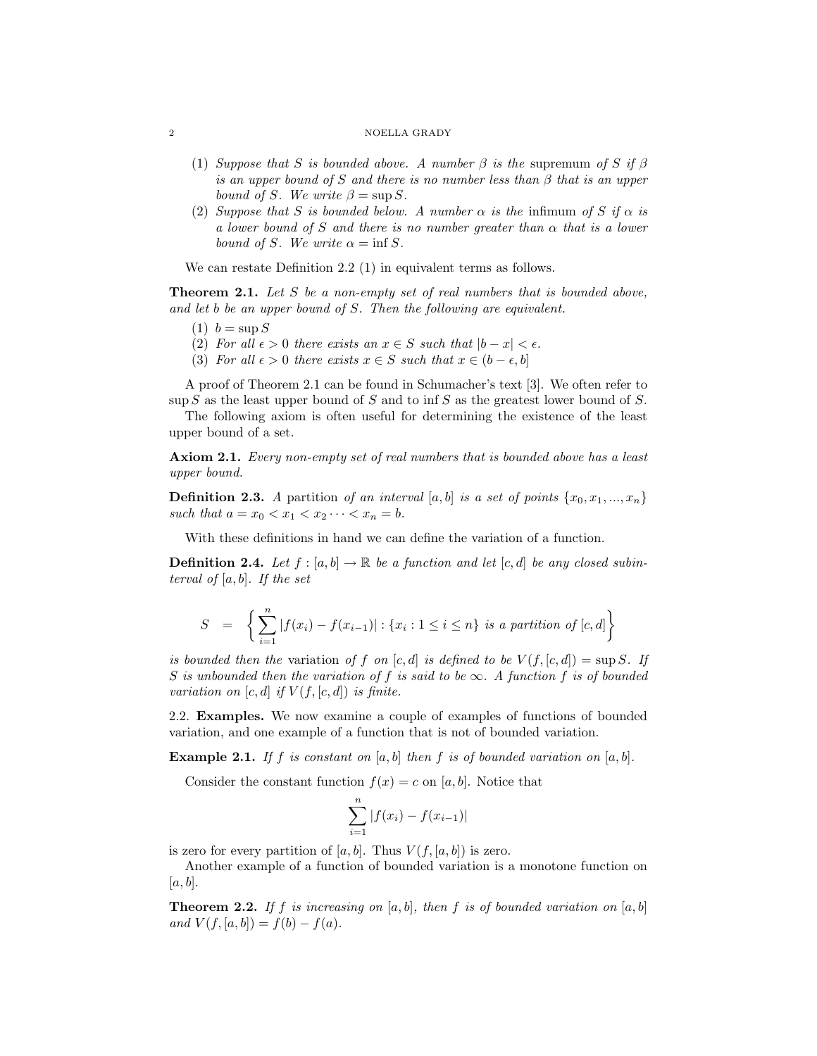(1) *Suppose that $S$ is bounded above. A number $\beta$ is the* supremum *of $S$ if $\beta$ is an upper bound of $S$ and there is no number less than $\beta$ that is an upper bound of $S$. We write $\beta = \sup S$.*
(2) *Suppose that $S$ is bounded below. A number $\alpha$ is the* infimum *of $S$ if $\alpha$ is a lower bound of $S$ and there is no number greater than $\alpha$ that is a lower bound of $S$. We write $\alpha = \inf S$.*

We can restate Definition 2.2 (1) in equivalent terms as follows.

**Theorem 2.1.** *Let $S$ be a non-empty set of real numbers that is bounded above, and let $b$ be an upper bound of $S$. Then the following are equivalent.*

(1) $b = \sup S$
(2) *For all $\epsilon > 0$ there exists an $x \in S$ such that $|b - x| < \epsilon$.*
(3) *For all $\epsilon > 0$ there exists $x \in S$ such that $x \in (b - \epsilon, b]$*

A proof of Theorem 2.1 can be found in Schumacher's text [3]. We often refer to $\sup S$ as the least upper bound of $S$ and to $\inf S$ as the greatest lower bound of $S$.

The following axiom is often useful for determining the existence of the least upper bound of a set.

**Axiom 2.1.** *Every non-empty set of real numbers that is bounded above has a least upper bound.*

**Definition 2.3.** *A* partition *of an interval $[a, b]$ is a set of points $\{x_0, x_1, ..., x_n\}$ such that $a = x_0 < x_1 < x_2 \cdots < x_n = b$.*

With these definitions in hand we can define the variation of a function.

**Definition 2.4.** *Let $f : [a, b] \to \mathbb{R}$ be a function and let $[c, d]$ be any closed subinterval of $[a, b]$. If the set*

$$S \quad = \quad \left\{ \sum_{i=1}^{n} |f(x_i) - f(x_{i-1})| : \{x_i : 1 \leq i \leq n\} \text{ is a partition of } [c, d] \right\}$$

*is bounded then the* variation *of $f$ on $[c, d]$ is defined to be $V(f, [c, d]) = \sup S$. If $S$ is unbounded then the variation of $f$ is said to be $\infty$. A function $f$ is of bounded variation on $[c, d]$ if $V(f, [c, d])$ is finite.*

### 2.2. Examples.

We now examine a couple of examples of functions of bounded variation, and one example of a function that is not of bounded variation.

**Example 2.1.** *If $f$ is constant on $[a, b]$ then $f$ is of bounded variation on $[a, b]$.*

Consider the constant function $f(x) = c$ on $[a, b]$. Notice that

$$\sum_{i=1}^{n} |f(x_i) - f(x_{i-1})|$$

is zero for every partition of $[a, b]$. Thus $V(f, [a, b])$ is zero.

Another example of a function of bounded variation is a monotone function on $[a, b]$.

**Theorem 2.2.** *If $f$ is increasing on $[a, b]$, then $f$ is of bounded variation on $[a, b]$ and $V(f, [a, b]) = f(b) - f(a)$.*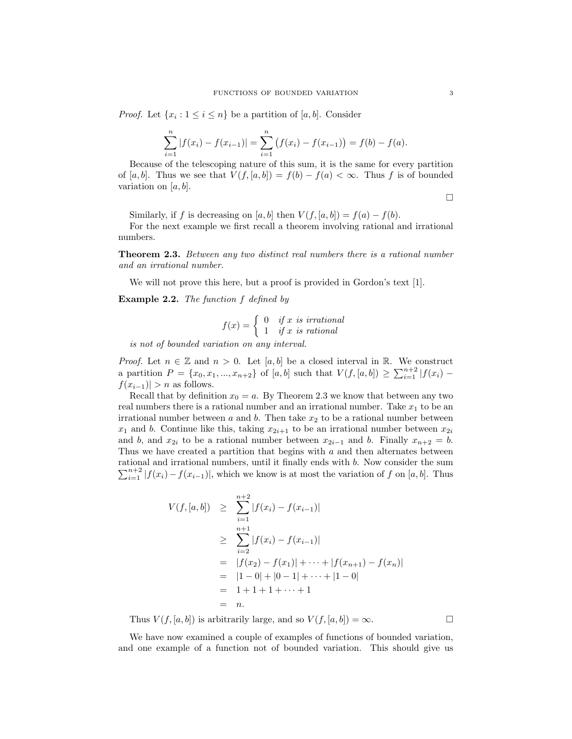*Proof.* Let $\{x_i : 1 \leq i \leq n\}$ be a partition of $[a, b]$. Consider

$$\sum_{i=1}^{n} |f(x_i) - f(x_{i-1})| = \sum_{i=1}^{n} \big(f(x_i) - f(x_{i-1})\big) = f(b) - f(a).$$

Because of the telescoping nature of this sum, it is the same for every partition of $[a, b]$. Thus we see that $V(f, [a, b]) = f(b) - f(a) < \infty$. Thus $f$ is of bounded variation on $[a, b]$.

□

Similarly, if $f$ is decreasing on $[a, b]$ then $V(f, [a, b]) = f(a) - f(b)$.

For the next example we first recall a theorem involving rational and irrational numbers.

**Theorem 2.3.** *Between any two distinct real numbers there is a rational number and an irrational number.*

We will not prove this here, but a proof is provided in Gordon's text [1].

**Example 2.2.** *The function $f$ defined by*

$$f(x) = \begin{cases} 0 & \text{if } x \text{ is irrational} \\ 1 & \text{if } x \text{ is rational} \end{cases}$$

*is not of bounded variation on any interval.*

*Proof.* Let $n \in \mathbb{Z}$ and $n > 0$. Let $[a, b]$ be a closed interval in $\mathbb{R}$. We construct a partition $P = \{x_0, x_1, ..., x_{n+2}\}$ of $[a, b]$ such that $V(f, [a, b]) \geq \sum_{i=1}^{n+2} |f(x_i) - f(x_{i-1})| > n$ as follows.

Recall that by definition $x_0 = a$. By Theorem 2.3 we know that between any two real numbers there is a rational number and an irrational number. Take $x_1$ to be an irrational number between $a$ and $b$. Then take $x_2$ to be a rational number between $x_1$ and $b$. Continue like this, taking $x_{2i+1}$ to be an irrational number between $x_{2i}$ and $b$, and $x_{2i}$ to be a rational number between $x_{2i-1}$ and $b$. Finally $x_{n+2} = b$. Thus we have created a partition that begins with $a$ and then alternates between rational and irrational numbers, until it finally ends with $b$. Now consider the sum $\sum_{i=1}^{n+2} |f(x_i) - f(x_{i-1})|$, which we know is at most the variation of $f$ on $[a, b]$. Thus

$$\begin{aligned}
V(f, [a, b]) &\geq \sum_{i=1}^{n+2} |f(x_i) - f(x_{i-1})| \\
&\geq \sum_{i=2}^{n+1} |f(x_i) - f(x_{i-1})| \\
&= |f(x_2) - f(x_1)| + \cdots + |f(x_{n+1}) - f(x_n)| \\
&= |1 - 0| + |0 - 1| + \cdots + |1 - 0| \\
&= 1 + 1 + 1 + \cdots + 1 \\
&= n.
\end{aligned}$$

Thus $V(f, [a, b])$ is arbitrarily large, and so $V(f, [a, b]) = \infty$. □

We have now examined a couple of examples of functions of bounded variation, and one example of a function not of bounded variation. This should give us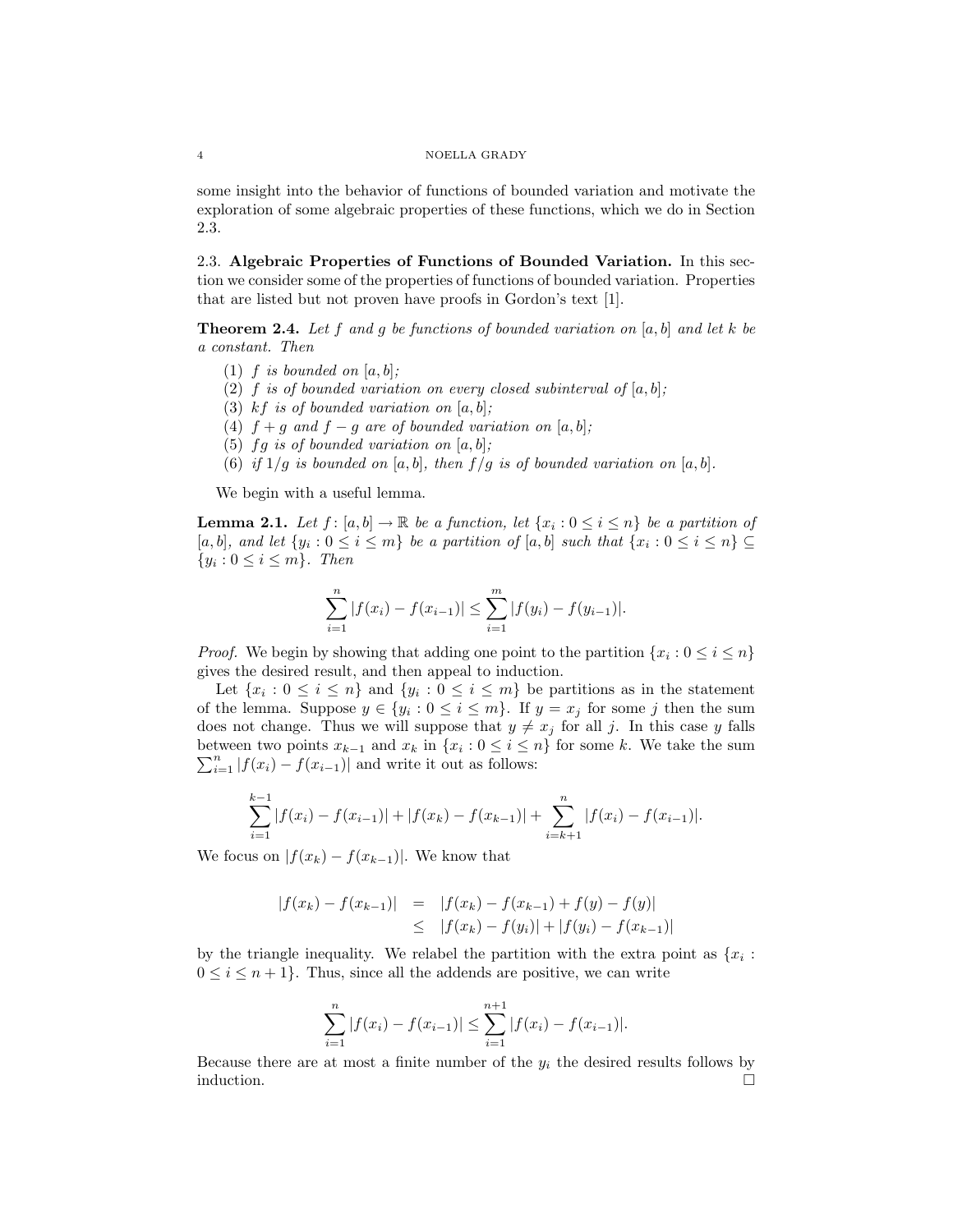some insight into the behavior of functions of bounded variation and motivate the exploration of some algebraic properties of these functions, which we do in Section 2.3.

### 2.3. Algebraic Properties of Functions of Bounded Variation.

In this section we consider some of the properties of functions of bounded variation. Properties that are listed but not proven have proofs in Gordon's text [1].

**Theorem 2.4.** *Let $f$ and $g$ be functions of bounded variation on $[a, b]$ and let $k$ be a constant. Then*

1. *$f$ is bounded on $[a, b]$;*
2. *$f$ is of bounded variation on every closed subinterval of $[a, b]$;*
3. *$kf$ is of bounded variation on $[a, b]$;*
4. *$f + g$ and $f - g$ are of bounded variation on $[a, b]$;*
5. *$fg$ is of bounded variation on $[a, b]$;*
6. *if $1/g$ is bounded on $[a, b]$, then $f/g$ is of bounded variation on $[a, b]$.*

We begin with a useful lemma.

**Lemma 2.1.** *Let $f\colon [a, b] \to \mathbb{R}$ be a function, let $\{x_i : 0 \leq i \leq n\}$ be a partition of $[a, b]$, and let $\{y_i : 0 \leq i \leq m\}$ be a partition of $[a, b]$ such that $\{x_i : 0 \leq i \leq n\} \subseteq \{y_i : 0 \leq i \leq m\}$. Then*

$$\sum_{i=1}^{n} |f(x_i) - f(x_{i-1})| \leq \sum_{i=1}^{m} |f(y_i) - f(y_{i-1})|.$$

*Proof.* We begin by showing that adding one point to the partition $\{x_i : 0 \leq i \leq n\}$ gives the desired result, and then appeal to induction.

Let $\{x_i : 0 \leq i \leq n\}$ and $\{y_i : 0 \leq i \leq m\}$ be partitions as in the statement of the lemma. Suppose $y \in \{y_i : 0 \leq i \leq m\}$. If $y = x_j$ for some $j$ then the sum does not change. Thus we will suppose that $y \neq x_j$ for all $j$. In this case $y$ falls between two points $x_{k-1}$ and $x_k$ in $\{x_i : 0 \leq i \leq n\}$ for some $k$. We take the sum $\sum_{i=1}^{n} |f(x_i) - f(x_{i-1})|$ and write it out as follows:

$$\sum_{i=1}^{k-1} |f(x_i) - f(x_{i-1})| + |f(x_k) - f(x_{k-1})| + \sum_{i=k+1}^{n} |f(x_i) - f(x_{i-1})|.$$

We focus on $|f(x_k) - f(x_{k-1})|$. We know that

$$\begin{aligned} |f(x_k) - f(x_{k-1})| &= |f(x_k) - f(x_{k-1}) + f(y) - f(y)| \\ &\leq |f(x_k) - f(y_i)| + |f(y_i) - f(x_{k-1})| \end{aligned}$$

by the triangle inequality. We relabel the partition with the extra point as $\{x_i : 0 \leq i \leq n+1\}$. Thus, since all the addends are positive, we can write

$$\sum_{i=1}^{n} |f(x_i) - f(x_{i-1})| \leq \sum_{i=1}^{n+1} |f(x_i) - f(x_{i-1})|.$$

Because there are at most a finite number of the $y_i$ the desired results follows by induction. □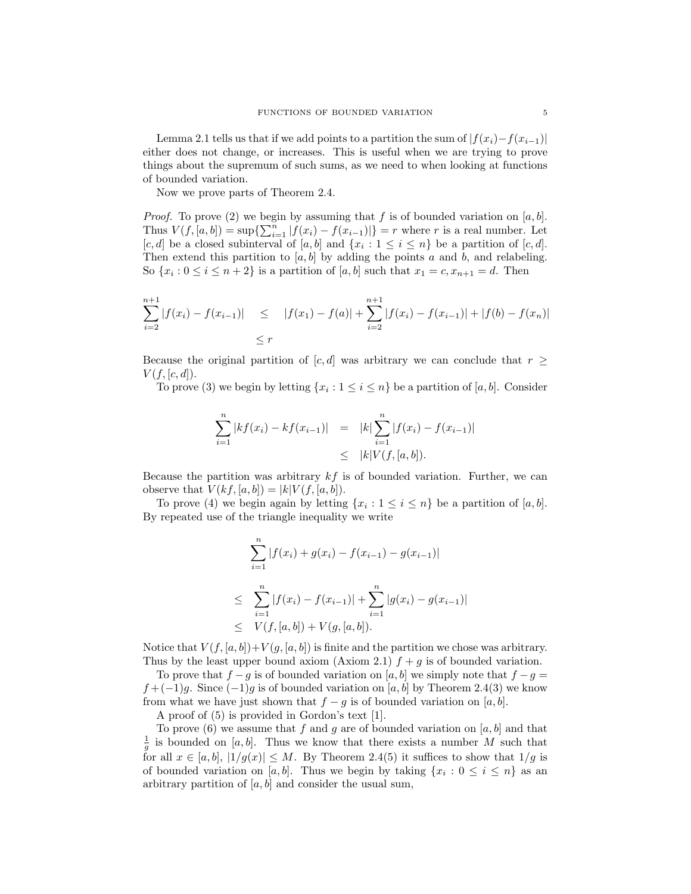Lemma 2.1 tells us that if we add points to a partition the sum of $|f(x_i)-f(x_{i-1})|$ either does not change, or increases. This is useful when we are trying to prove things about the supremum of such sums, as we need to when looking at functions of bounded variation.

Now we prove parts of Theorem 2.4.

*Proof.* To prove (2) we begin by assuming that $f$ is of bounded variation on $[a,b]$. Thus $V(f,[a,b]) = \sup\{\sum_{i=1}^{n} |f(x_i) - f(x_{i-1})|\} = r$ where $r$ is a real number. Let $[c,d]$ be a closed subinterval of $[a,b]$ and $\{x_i : 1 \le i \le n\}$ be a partition of $[c,d]$. Then extend this partition to $[a,b]$ by adding the points $a$ and $b$, and relabeling. So $\{x_i : 0 \le i \le n+2\}$ is a partition of $[a,b]$ such that $x_1 = c, x_{n+1} = d$. Then

$$\begin{aligned}\sum_{i=2}^{n+1} |f(x_i) - f(x_{i-1})| \quad &\le \quad |f(x_1) - f(a)| + \sum_{i=2}^{n+1} |f(x_i) - f(x_{i-1})| + |f(b) - f(x_n)| \\ &\le r\end{aligned}$$

Because the original partition of $[c,d]$ was arbitrary we can conclude that $r \ge V(f,[c,d])$.

To prove (3) we begin by letting $\{x_i : 1 \le i \le n\}$ be a partition of $[a,b]$. Consider

$$\begin{aligned}\sum_{i=1}^{n} |kf(x_i) - kf(x_{i-1})| &= |k| \sum_{i=1}^{n} |f(x_i) - f(x_{i-1})| \\ &\le |k| V(f,[a,b]).\end{aligned}$$

Because the partition was arbitrary $kf$ is of bounded variation. Further, we can observe that $V(kf,[a,b]) = |k|V(f,[a,b])$.

To prove (4) we begin again by letting $\{x_i : 1 \le i \le n\}$ be a partition of $[a,b]$. By repeated use of the triangle inequality we write

$$\begin{aligned}&\sum_{i=1}^{n} |f(x_i) + g(x_i) - f(x_{i-1}) - g(x_{i-1})| \\ \le \quad &\sum_{i=1}^{n} |f(x_i) - f(x_{i-1})| + \sum_{i=1}^{n} |g(x_i) - g(x_{i-1})| \\ \le \quad &V(f,[a,b]) + V(g,[a,b]).\end{aligned}$$

Notice that $V(f,[a,b]) + V(g,[a,b])$ is finite and the partition we chose was arbitrary. Thus by the least upper bound axiom (Axiom 2.1) $f+g$ is of bounded variation.

To prove that $f-g$ is of bounded variation on $[a,b]$ we simply note that $f - g = f + (-1)g$. Since $(-1)g$ is of bounded variation on $[a,b]$ by Theorem 2.4(3) we know from what we have just shown that $f-g$ is of bounded variation on $[a,b]$.

A proof of (5) is provided in Gordon's text [1].

To prove (6) we assume that $f$ and $g$ are of bounded variation on $[a,b]$ and that $\frac{1}{g}$ is bounded on $[a,b]$. Thus we know that there exists a number $M$ such that for all $x \in [a,b]$, $|1/g(x)| \le M$. By Theorem 2.4(5) it suffices to show that $1/g$ is of bounded variation on $[a,b]$. Thus we begin by taking $\{x_i : 0 \le i \le n\}$ as an arbitrary partition of $[a,b]$ and consider the usual sum,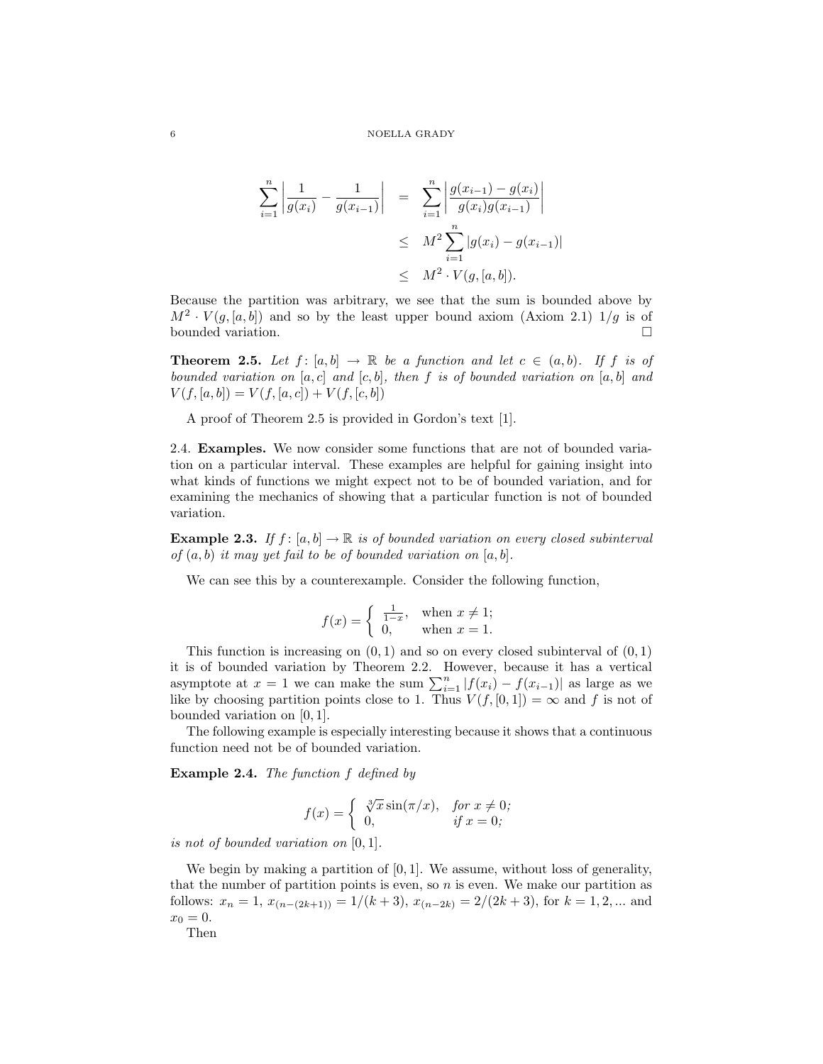$$\begin{aligned}
\sum_{i=1}^{n} \left| \frac{1}{g(x_i)} - \frac{1}{g(x_{i-1})} \right| &= \sum_{i=1}^{n} \left| \frac{g(x_{i-1}) - g(x_i)}{g(x_i) g(x_{i-1})} \right| \\
&\leq M^2 \sum_{i=1}^{n} |g(x_i) - g(x_{i-1})| \\
&\leq M^2 \cdot V(g, [a,b]).
\end{aligned}$$

Because the partition was arbitrary, we see that the sum is bounded above by $M^2 \cdot V(g, [a,b])$ and so by the least upper bound axiom (Axiom 2.1) $1/g$ is of bounded variation. □

**Theorem 2.5.** *Let $f : [a,b] \to \mathbb{R}$ be a function and let $c \in (a,b)$. If $f$ is of bounded variation on $[a,c]$ and $[c,b]$, then $f$ is of bounded variation on $[a,b]$ and $V(f,[a,b]) = V(f,[a,c]) + V(f,[c,b])$*

A proof of Theorem 2.5 is provided in Gordon's text [1].

2.4. **Examples.** We now consider some functions that are not of bounded variation on a particular interval. These examples are helpful for gaining insight into what kinds of functions we might expect not to be of bounded variation, and for examining the mechanics of showing that a particular function is not of bounded variation.

**Example 2.3.** *If $f : [a,b] \to \mathbb{R}$ is of bounded variation on every closed subinterval of $(a,b)$ it may yet fail to be of bounded variation on $[a,b]$.*

We can see this by a counterexample. Consider the following function,

$$f(x) = \begin{cases} \frac{1}{1-x}, & \text{when } x \neq 1; \\ 0, & \text{when } x = 1. \end{cases}$$

This function is increasing on $(0,1)$ and so on every closed subinterval of $(0,1)$ it is of bounded variation by Theorem 2.2. However, because it has a vertical asymptote at $x = 1$ we can make the sum $\sum_{i=1}^{n} |f(x_i) - f(x_{i-1})|$ as large as we like by choosing partition points close to 1. Thus $V(f,[0,1]) = \infty$ and $f$ is not of bounded variation on $[0,1]$.

The following example is especially interesting because it shows that a continuous function need not be of bounded variation.

**Example 2.4.** *The function $f$ defined by*

$$f(x) = \begin{cases} \sqrt[3]{x} \sin(\pi/x), & \textit{for } x \neq 0; \\ 0, & \textit{if } x = 0; \end{cases}$$

*is not of bounded variation on $[0,1]$.*

We begin by making a partition of $[0,1]$. We assume, without loss of generality, that the number of partition points is even, so $n$ is even. We make our partition as follows: $x_n = 1$, $x_{(n-(2k+1))} = 1/(k+3)$, $x_{(n-2k)} = 2/(2k+3)$, for $k = 1, 2, \ldots$ and $x_0 = 0$.

Then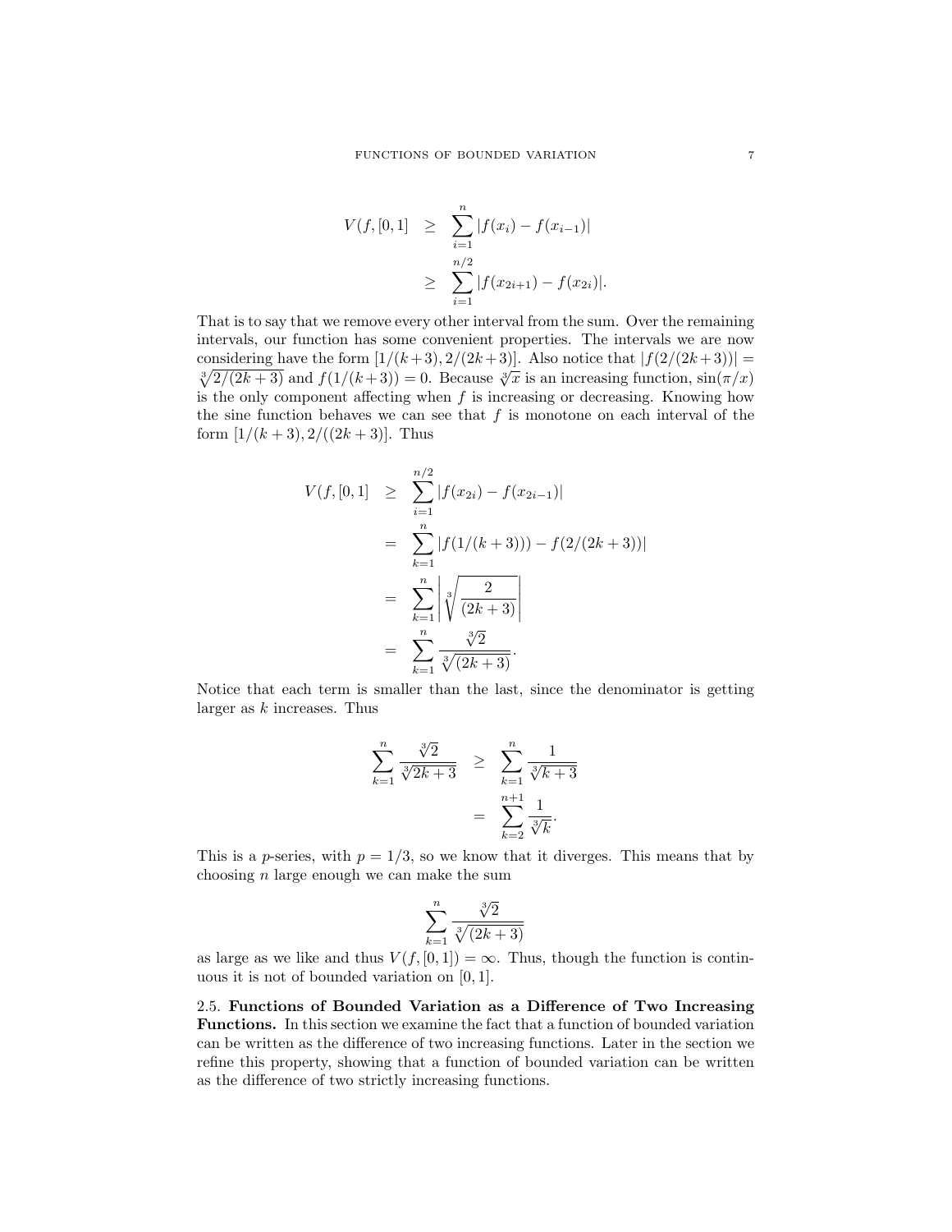$$
\begin{aligned}
V(f,[0,1] &\geq \sum_{i=1}^{n} |f(x_i) - f(x_{i-1})| \\
&\geq \sum_{i=1}^{n/2} |f(x_{2i+1}) - f(x_{2i})|.
\end{aligned}
$$

That is to say that we remove every other interval from the sum. Over the remaining intervals, our function has some convenient properties. The intervals we are now considering have the form $[1/(k+3), 2/(2k+3)]$. Also notice that $|f(2/(2k+3))| = \sqrt[3]{2/(2k+3)}$ and $f(1/(k+3)) = 0$. Because $\sqrt[3]{x}$ is an increasing function, $\sin(\pi/x)$ is the only component affecting when $f$ is increasing or decreasing. Knowing how the sine function behaves we can see that $f$ is monotone on each interval of the form $[1/(k+3), 2/((2k+3)]$. Thus

$$
\begin{aligned}
V(f,[0,1] &\geq \sum_{i=1}^{n/2} |f(x_{2i}) - f(x_{2i-1})| \\
&= \sum_{k=1}^{n} |f(1/(k+3))) - f(2/(2k+3))| \\
&= \sum_{k=1}^{n} \left| \sqrt[3]{\frac{2}{(2k+3)}} \right| \\
&= \sum_{k=1}^{n} \frac{\sqrt[3]{2}}{\sqrt[3]{(2k+3)}}.
\end{aligned}
$$

Notice that each term is smaller than the last, since the denominator is getting larger as $k$ increases. Thus

$$
\begin{aligned}
\sum_{k=1}^{n} \frac{\sqrt[3]{2}}{\sqrt[3]{2k+3}} &\geq \sum_{k=1}^{n} \frac{1}{\sqrt[3]{k+3}} \\
&= \sum_{k=2}^{n+1} \frac{1}{\sqrt[3]{k}}.
\end{aligned}
$$

This is a $p$-series, with $p = 1/3$, so we know that it diverges. This means that by choosing $n$ large enough we can make the sum

$$
\sum_{k=1}^{n} \frac{\sqrt[3]{2}}{\sqrt[3]{(2k+3)}}
$$

as large as we like and thus $V(f,[0,1]) = \infty$. Thus, though the function is continuous it is not of bounded variation on $[0,1]$.

2.5. **Functions of Bounded Variation as a Difference of Two Increasing Functions.** In this section we examine the fact that a function of bounded variation can be written as the difference of two increasing functions. Later in the section we refine this property, showing that a function of bounded variation can be written as the difference of two strictly increasing functions.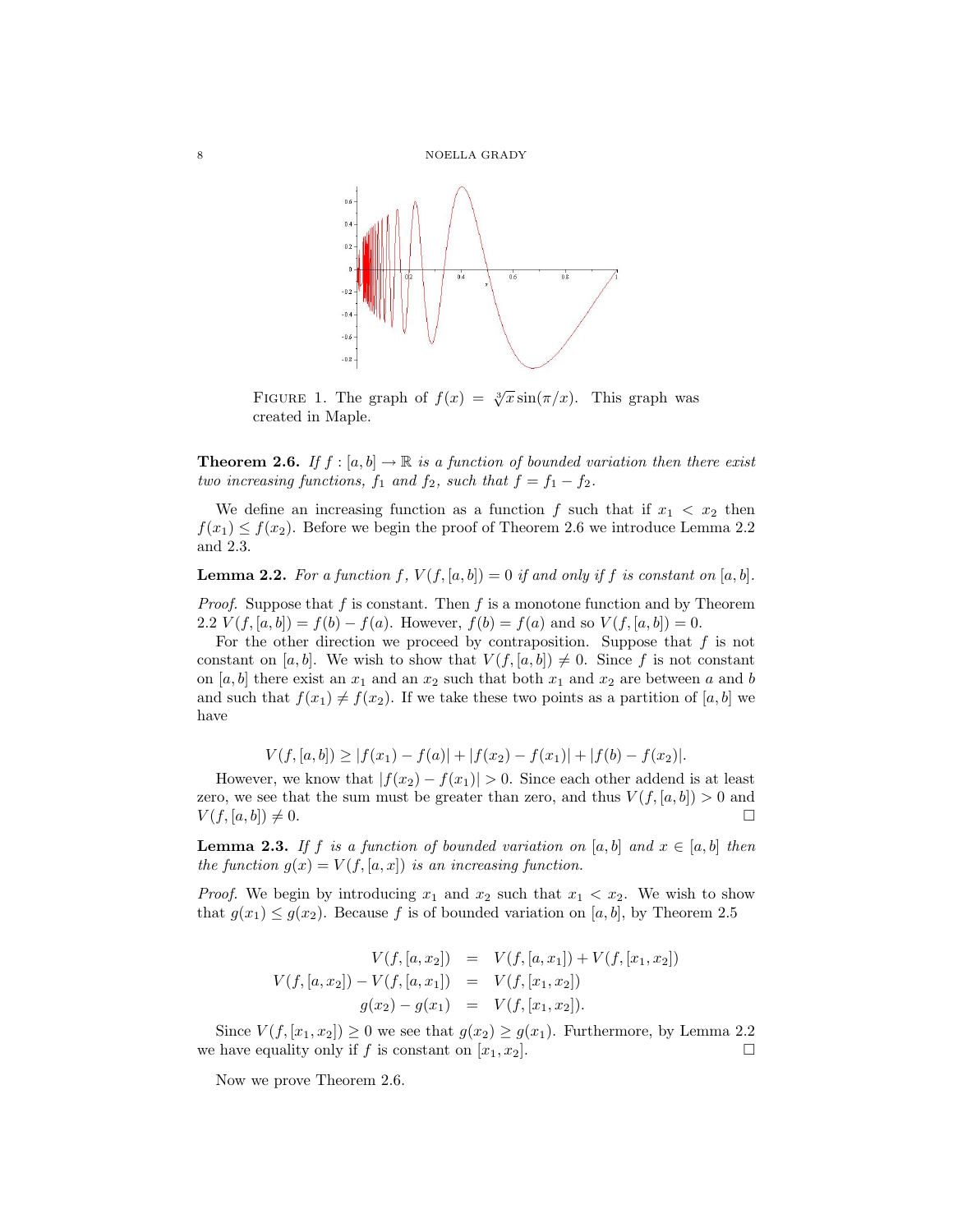FIGURE 1. The graph of $f(x) = \sqrt[3]{x}\sin(\pi/x)$. This graph was created in Maple.

**Theorem 2.6.** *If $f : [a, b] \to \mathbb{R}$ is a function of bounded variation then there exist two increasing functions, $f_1$ and $f_2$, such that $f = f_1 - f_2$.*

We define an increasing function as a function $f$ such that if $x_1 < x_2$ then $f(x_1) \leq f(x_2)$. Before we begin the proof of Theorem 2.6 we introduce Lemma 2.2 and 2.3.

**Lemma 2.2.** *For a function $f$, $V(f, [a, b]) = 0$ if and only if $f$ is constant on $[a, b]$.*

*Proof.* Suppose that $f$ is constant. Then $f$ is a monotone function and by Theorem 2.2 $V(f, [a, b]) = f(b) - f(a)$. However, $f(b) = f(a)$ and so $V(f, [a, b]) = 0$.

For the other direction we proceed by contraposition. Suppose that $f$ is not constant on $[a, b]$. We wish to show that $V(f, [a, b]) \neq 0$. Since $f$ is not constant on $[a, b]$ there exist an $x_1$ and an $x_2$ such that both $x_1$ and $x_2$ are between $a$ and $b$ and such that $f(x_1) \neq f(x_2)$. If we take these two points as a partition of $[a, b]$ we have

$$V(f, [a, b]) \geq |f(x_1) - f(a)| + |f(x_2) - f(x_1)| + |f(b) - f(x_2)|.$$

However, we know that $|f(x_2) - f(x_1)| > 0$. Since each other addend is at least zero, we see that the sum must be greater than zero, and thus $V(f, [a, b]) > 0$ and $V(f, [a, b]) \neq 0$. □

**Lemma 2.3.** *If $f$ is a function of bounded variation on $[a, b]$ and $x \in [a, b]$ then the function $g(x) = V(f, [a, x])$ is an increasing function.*

*Proof.* We begin by introducing $x_1$ and $x_2$ such that $x_1 < x_2$. We wish to show that $g(x_1) \leq g(x_2)$. Because $f$ is of bounded variation on $[a, b]$, by Theorem 2.5

$$\begin{aligned} V(f, [a, x_2]) &= V(f, [a, x_1]) + V(f, [x_1, x_2]) \\ V(f, [a, x_2]) - V(f, [a, x_1]) &= V(f, [x_1, x_2]) \\ g(x_2) - g(x_1) &= V(f, [x_1, x_2]). \end{aligned}$$

Since $V(f, [x_1, x_2]) \geq 0$ we see that $g(x_2) \geq g(x_1)$. Furthermore, by Lemma 2.2 we have equality only if $f$ is constant on $[x_1, x_2]$. □

Now we prove Theorem 2.6.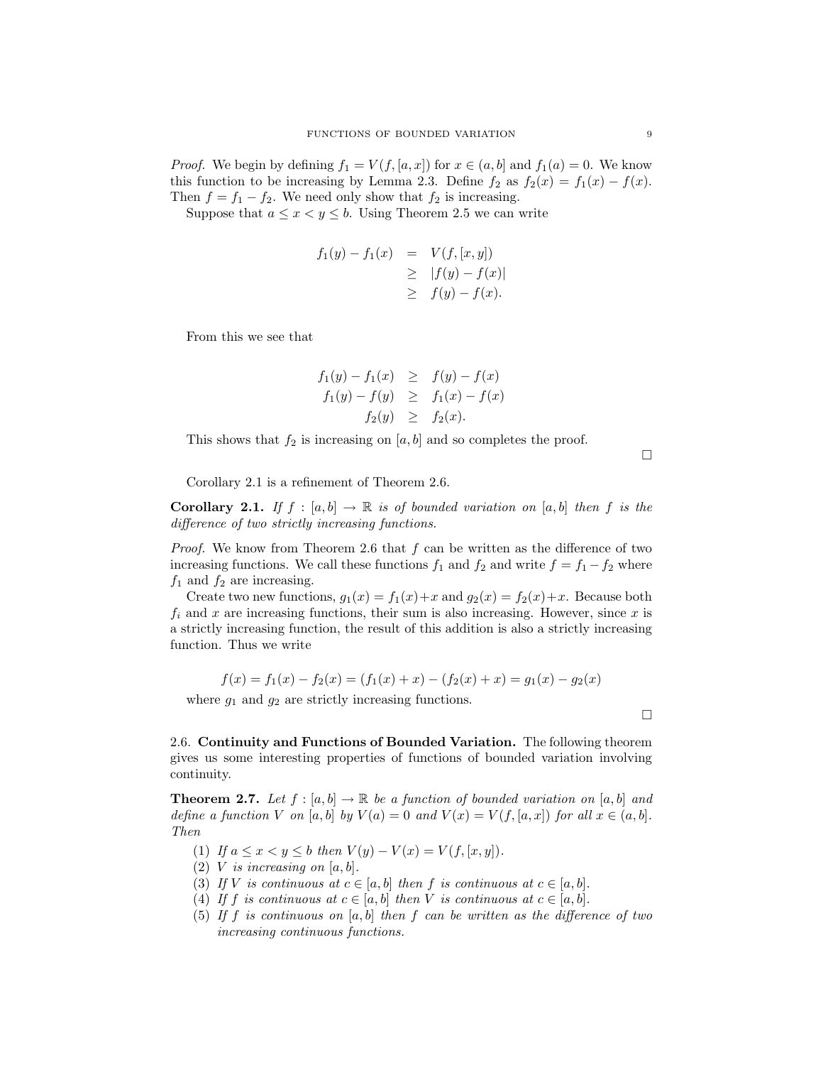*Proof.* We begin by defining $f_1 = V(f, [a, x])$ for $x \in (a, b]$ and $f_1(a) = 0$. We know this function to be increasing by Lemma 2.3. Define $f_2$ as $f_2(x) = f_1(x) - f(x)$. Then $f = f_1 - f_2$. We need only show that $f_2$ is increasing.

Suppose that $a \le x < y \le b$. Using Theorem 2.5 we can write

$$\begin{aligned} f_1(y) - f_1(x) &= V(f, [x, y]) \\ &\ge |f(y) - f(x)| \\ &\ge f(y) - f(x). \end{aligned}$$

From this we see that

$$\begin{aligned} f_1(y) - f_1(x) &\ge f(y) - f(x) \\ f_1(y) - f(y) &\ge f_1(x) - f(x) \\ f_2(y) &\ge f_2(x). \end{aligned}$$

This shows that $f_2$ is increasing on $[a, b]$ and so completes the proof. □

Corollary 2.1 is a refinement of Theorem 2.6.

**Corollary 2.1.** *If $f : [a, b] \to \mathbb{R}$ is of bounded variation on $[a, b]$ then $f$ is the difference of two strictly increasing functions.*

*Proof.* We know from Theorem 2.6 that $f$ can be written as the difference of two increasing functions. We call these functions $f_1$ and $f_2$ and write $f = f_1 - f_2$ where $f_1$ and $f_2$ are increasing.

Create two new functions, $g_1(x) = f_1(x) + x$ and $g_2(x) = f_2(x) + x$. Because both $f_i$ and $x$ are increasing functions, their sum is also increasing. However, since $x$ is a strictly increasing function, the result of this addition is also a strictly increasing function. Thus we write

$$f(x) = f_1(x) - f_2(x) = (f_1(x) + x) - (f_2(x) + x) = g_1(x) - g_2(x)$$

where $g_1$ and $g_2$ are strictly increasing functions. □

2.6. **Continuity and Functions of Bounded Variation.** The following theorem gives us some interesting properties of functions of bounded variation involving continuity.

**Theorem 2.7.** *Let $f : [a, b] \to \mathbb{R}$ be a function of bounded variation on $[a, b]$ and define a function $V$ on $[a, b]$ by $V(a) = 0$ and $V(x) = V(f, [a, x])$ for all $x \in (a, b]$. Then*

1. *If $a \le x < y \le b$ then $V(y) - V(x) = V(f, [x, y])$.*
2. *$V$ is increasing on $[a, b]$.*
3. *If $V$ is continuous at $c \in [a, b]$ then $f$ is continuous at $c \in [a, b]$.*
4. *If $f$ is continuous at $c \in [a, b]$ then $V$ is continuous at $c \in [a, b]$.*
5. *If $f$ is continuous on $[a, b]$ then $f$ can be written as the difference of two increasing continuous functions.*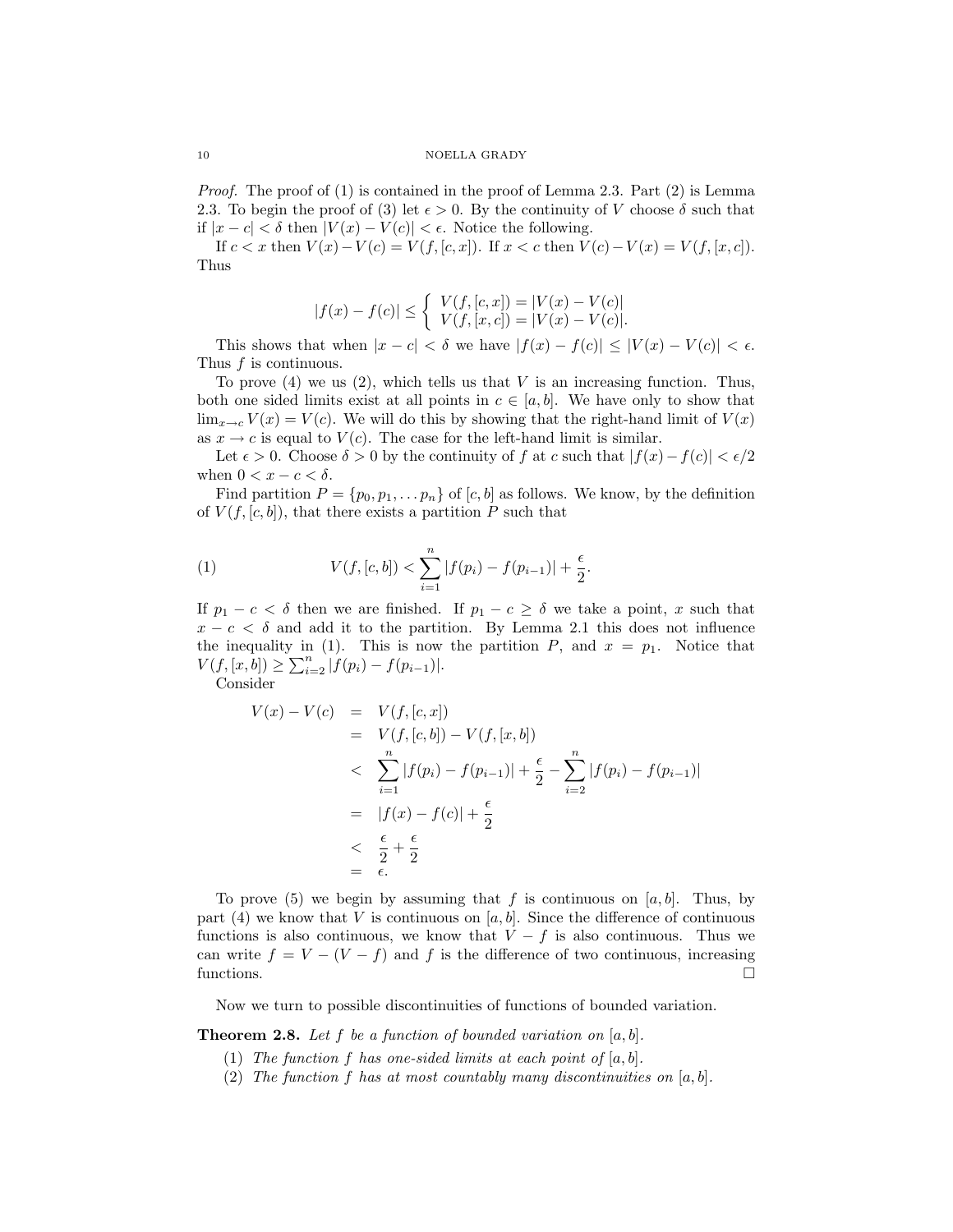*Proof.* The proof of (1) is contained in the proof of Lemma 2.3. Part (2) is Lemma 2.3. To begin the proof of (3) let $\epsilon > 0$. By the continuity of $V$ choose $\delta$ such that if $|x - c| < \delta$ then $|V(x) - V(c)| < \epsilon$. Notice the following.

If $c < x$ then $V(x) - V(c) = V(f, [c, x])$. If $x < c$ then $V(c) - V(x) = V(f, [x, c])$. Thus

$$|f(x) - f(c)| \leq \begin{cases} V(f, [c, x]) = |V(x) - V(c)| \\ V(f, [x, c]) = |V(x) - V(c)|. \end{cases}$$

This shows that when $|x - c| < \delta$ we have $|f(x) - f(c)| \leq |V(x) - V(c)| < \epsilon$. Thus $f$ is continuous.

To prove (4) we us (2), which tells us that $V$ is an increasing function. Thus, both one sided limits exist at all points in $c \in [a, b]$. We have only to show that $\lim_{x \to c} V(x) = V(c)$. We will do this by showing that the right-hand limit of $V(x)$ as $x \to c$ is equal to $V(c)$. The case for the left-hand limit is similar.

Let $\epsilon > 0$. Choose $\delta > 0$ by the continuity of $f$ at $c$ such that $|f(x) - f(c)| < \epsilon/2$ when $0 < x - c < \delta$.

Find partition $P = \{p_0, p_1, \ldots p_n\}$ of $[c, b]$ as follows. We know, by the definition of $V(f, [c, b])$, that there exists a partition $P$ such that

$$V(f, [c, b]) < \sum_{i=1}^{n} |f(p_i) - f(p_{i-1})| + \frac{\epsilon}{2}. \tag{1}$$

If $p_1 - c < \delta$ then we are finished. If $p_1 - c \geq \delta$ we take a point, $x$ such that $x - c < \delta$ and add it to the partition. By Lemma 2.1 this does not influence the inequality in (1). This is now the partition $P$, and $x = p_1$. Notice that $V(f, [x, b]) \geq \sum_{i=2}^{n} |f(p_i) - f(p_{i-1})|$.

Consider

$$\begin{aligned} V(x) - V(c) &= V(f, [c, x]) \\ &= V(f, [c, b]) - V(f, [x, b]) \\ &< \sum_{i=1}^{n} |f(p_i) - f(p_{i-1})| + \frac{\epsilon}{2} - \sum_{i=2}^{n} |f(p_i) - f(p_{i-1})| \\ &= |f(x) - f(c)| + \frac{\epsilon}{2} \\ &< \frac{\epsilon}{2} + \frac{\epsilon}{2} \\ &= \epsilon. \end{aligned}$$

To prove (5) we begin by assuming that $f$ is continuous on $[a, b]$. Thus, by part (4) we know that $V$ is continuous on $[a, b]$. Since the difference of continuous functions is also continuous, we know that $V - f$ is also continuous. Thus we can write $f = V - (V - f)$ and $f$ is the difference of two continuous, increasing functions. □

Now we turn to possible discontinuities of functions of bounded variation.

**Theorem 2.8.** *Let $f$ be a function of bounded variation on $[a, b]$.*

1. *The function $f$ has one-sided limits at each point of $[a, b]$.*
2. *The function $f$ has at most countably many discontinuities on $[a, b]$.*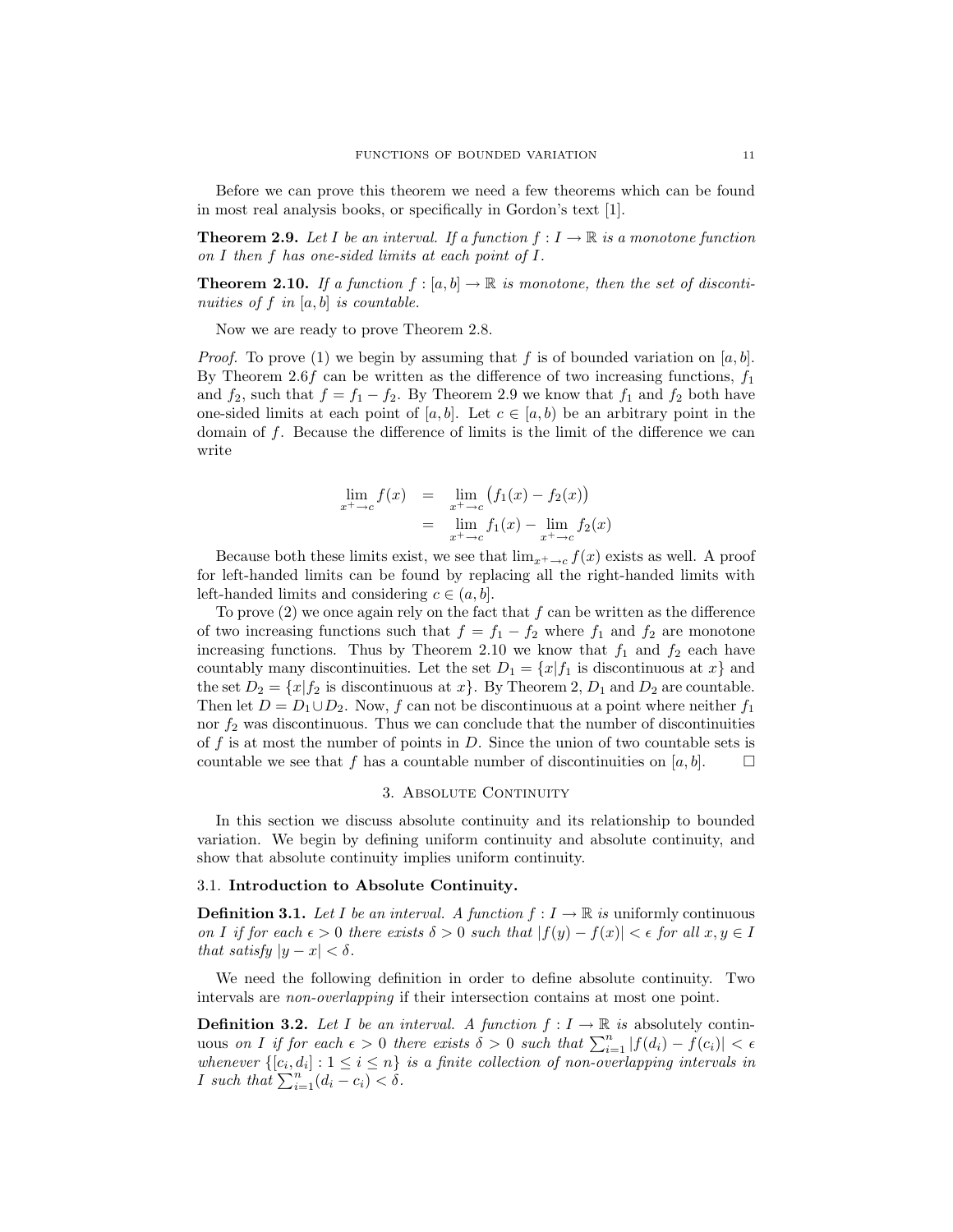Before we can prove this theorem we need a few theorems which can be found in most real analysis books, or specifically in Gordon's text [1].

**Theorem 2.9.** *Let $I$ be an interval. If a function $f : I \to \mathbb{R}$ is a monotone function on $I$ then $f$ has one-sided limits at each point of $I$.*

**Theorem 2.10.** *If a function $f : [a, b] \to \mathbb{R}$ is monotone, then the set of discontinuities of $f$ in $[a, b]$ is countable.*

Now we are ready to prove Theorem 2.8.

*Proof.* To prove (1) we begin by assuming that $f$ is of bounded variation on $[a, b]$. By Theorem 2.6$f$ can be written as the difference of two increasing functions, $f_1$ and $f_2$, such that $f = f_1 - f_2$. By Theorem 2.9 we know that $f_1$ and $f_2$ both have one-sided limits at each point of $[a, b]$. Let $c \in [a, b)$ be an arbitrary point in the domain of $f$. Because the difference of limits is the limit of the difference we can write

$$\begin{aligned}
\lim_{x^+ \to c} f(x) &= \lim_{x^+ \to c} \big(f_1(x) - f_2(x)\big) \\
&= \lim_{x^+ \to c} f_1(x) - \lim_{x^+ \to c} f_2(x)
\end{aligned}$$

Because both these limits exist, we see that $\lim_{x^+ \to c} f(x)$ exists as well. A proof for left-handed limits can be found by replacing all the right-handed limits with left-handed limits and considering $c \in (a, b]$.

To prove (2) we once again rely on the fact that $f$ can be written as the difference of two increasing functions such that $f = f_1 - f_2$ where $f_1$ and $f_2$ are monotone increasing functions. Thus by Theorem 2.10 we know that $f_1$ and $f_2$ each have countably many discontinuities. Let the set $D_1 = \{x | f_1 \text{ is discontinuous at } x\}$ and the set $D_2 = \{x | f_2 \text{ is discontinuous at } x\}$. By Theorem 2, $D_1$ and $D_2$ are countable. Then let $D = D_1 \cup D_2$. Now, $f$ can not be discontinuous at a point where neither $f_1$ nor $f_2$ was discontinuous. Thus we can conclude that the number of discontinuities of $f$ is at most the number of points in $D$. Since the union of two countable sets is countable we see that $f$ has a countable number of discontinuities on $[a, b]$. $\square$

## 3. Absolute Continuity

In this section we discuss absolute continuity and its relationship to bounded variation. We begin by defining uniform continuity and absolute continuity, and show that absolute continuity implies uniform continuity.

### 3.1. Introduction to Absolute Continuity.

**Definition 3.1.** *Let $I$ be an interval. A function $f : I \to \mathbb{R}$ is* uniformly continuous *on $I$ if for each $\epsilon > 0$ there exists $\delta > 0$ such that $|f(y) - f(x)| < \epsilon$ for all $x, y \in I$ that satisfy $|y - x| < \delta$.*

We need the following definition in order to define absolute continuity. Two intervals are *non-overlapping* if their intersection contains at most one point.

**Definition 3.2.** *Let $I$ be an interval. A function $f : I \to \mathbb{R}$ is* absolutely continuous *on $I$ if for each $\epsilon > 0$ there exists $\delta > 0$ such that $\sum_{i=1}^{n} |f(d_i) - f(c_i)| < \epsilon$ whenever $\{[c_i, d_i] : 1 \leq i \leq n\}$ is a finite collection of non-overlapping intervals in $I$ such that $\sum_{i=1}^{n} (d_i - c_i) < \delta$.*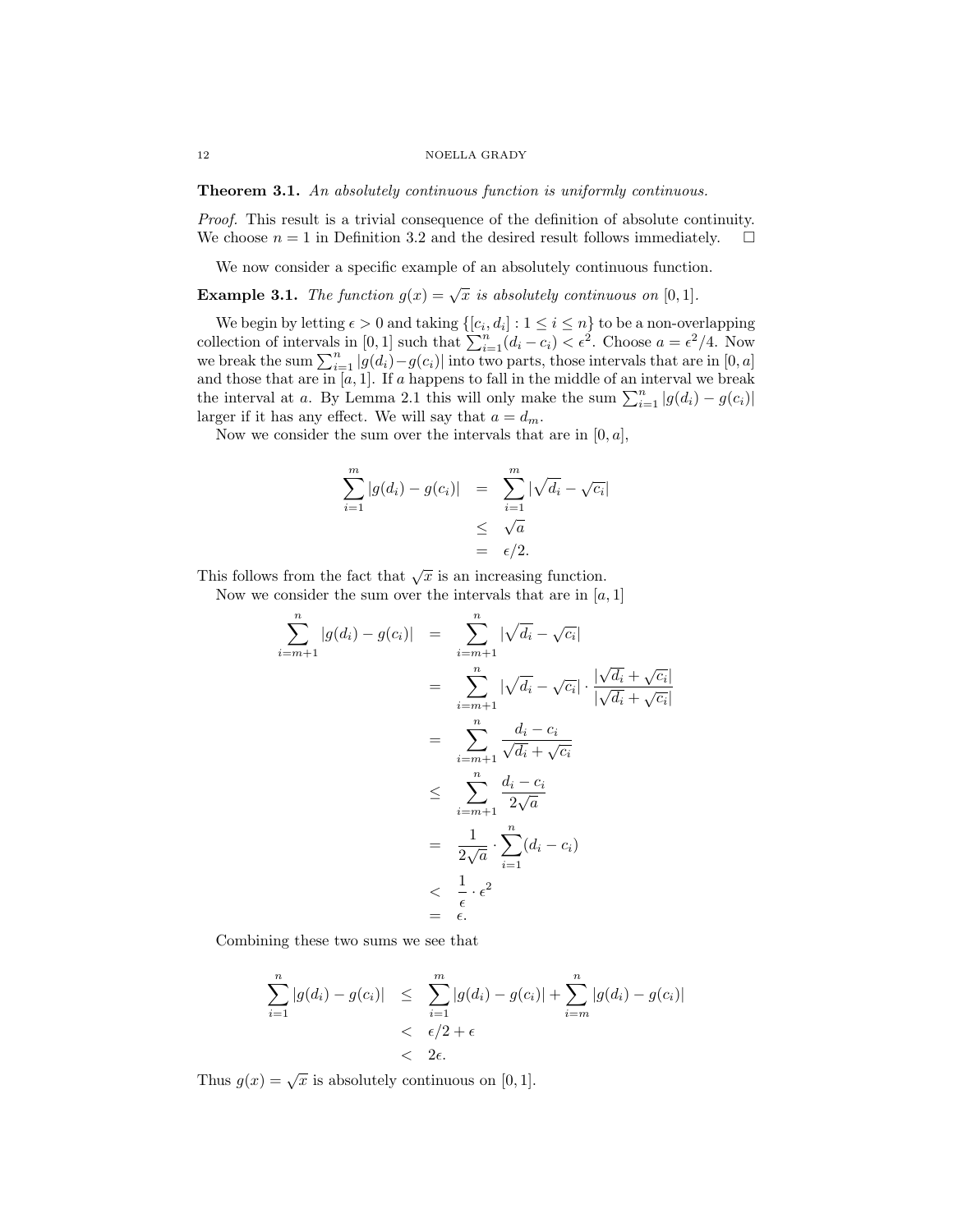**Theorem 3.1.** *An absolutely continuous function is uniformly continuous.*

*Proof.* This result is a trivial consequence of the definition of absolute continuity. We choose $n = 1$ in Definition 3.2 and the desired result follows immediately. $\square$

We now consider a specific example of an absolutely continuous function.

**Example 3.1.** *The function $g(x) = \sqrt{x}$ is absolutely continuous on $[0, 1]$.*

We begin by letting $\epsilon > 0$ and taking $\{[c_i, d_i] : 1 \leq i \leq n\}$ to be a non-overlapping collection of intervals in $[0, 1]$ such that $\sum_{i=1}^{n}(d_i - c_i) < \epsilon^2$. Choose $a = \epsilon^2/4$. Now we break the sum $\sum_{i=1}^{n} |g(d_i) - g(c_i)|$ into two parts, those intervals that are in $[0, a]$ and those that are in $[a, 1]$. If $a$ happens to fall in the middle of an interval we break the interval at $a$. By Lemma 2.1 this will only make the sum $\sum_{i=1}^{n} |g(d_i) - g(c_i)|$ larger if it has any effect. We will say that $a = d_m$.

Now we consider the sum over the intervals that are in $[0, a]$,

$$
\begin{aligned}
\sum_{i=1}^{m} |g(d_i) - g(c_i)| &= \sum_{i=1}^{m} |\sqrt{d_i} - \sqrt{c_i}| \\
&\leq \sqrt{a} \\
&= \epsilon/2.
\end{aligned}
$$

This follows from the fact that $\sqrt{x}$ is an increasing function.

Now we consider the sum over the intervals that are in $[a, 1]$

$$
\begin{aligned}
\sum_{i=m+1}^{n} |g(d_i) - g(c_i)| &= \sum_{i=m+1}^{n} |\sqrt{d_i} - \sqrt{c_i}| \\
&= \sum_{i=m+1}^{n} |\sqrt{d_i} - \sqrt{c_i}| \cdot \frac{|\sqrt{d_i} + \sqrt{c_i}|}{|\sqrt{d_i} + \sqrt{c_i}|} \\
&= \sum_{i=m+1}^{n} \frac{d_i - c_i}{\sqrt{d_i} + \sqrt{c_i}} \\
&\leq \sum_{i=m+1}^{n} \frac{d_i - c_i}{2\sqrt{a}} \\
&= \frac{1}{2\sqrt{a}} \cdot \sum_{i=1}^{n} (d_i - c_i) \\
&< \frac{1}{\epsilon} \cdot \epsilon^2 \\
&= \epsilon.
\end{aligned}
$$

Combining these two sums we see that

$$
\begin{aligned}
\sum_{i=1}^{n} |g(d_i) - g(c_i)| &\leq \sum_{i=1}^{m} |g(d_i) - g(c_i)| + \sum_{i=m}^{n} |g(d_i) - g(c_i)| \\
&< \epsilon/2 + \epsilon \\
&< 2\epsilon.
\end{aligned}
$$

Thus $g(x) = \sqrt{x}$ is absolutely continuous on $[0, 1]$.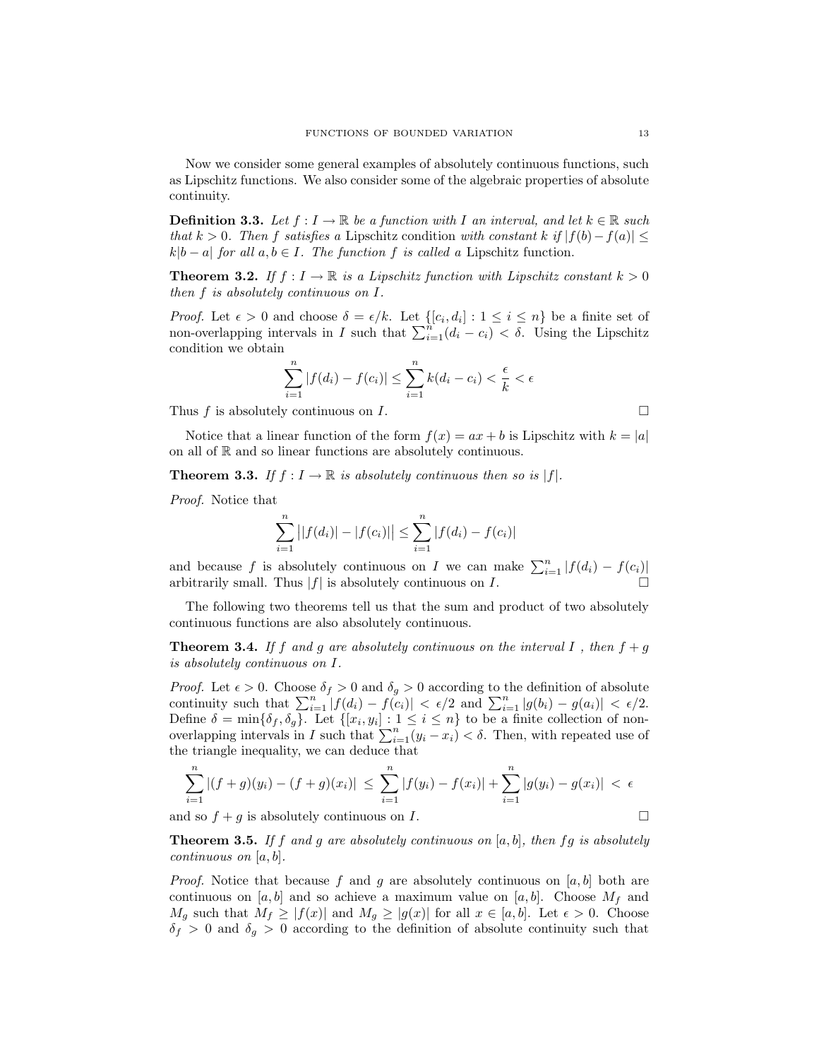Now we consider some general examples of absolutely continuous functions, such as Lipschitz functions. We also consider some of the algebraic properties of absolute continuity.

**Definition 3.3.** *Let $f : I \to \mathbb{R}$ be a function with $I$ an interval, and let $k \in \mathbb{R}$ such that $k > 0$. Then $f$ satisfies a* Lipschitz condition *with constant $k$ if $|f(b) - f(a)| \leq k|b - a|$ for all $a, b \in I$. The function $f$ is called a* Lipschitz function.

**Theorem 3.2.** *If $f : I \to \mathbb{R}$ is a Lipschitz function with Lipschitz constant $k > 0$ then $f$ is absolutely continuous on $I$.*

*Proof.* Let $\epsilon > 0$ and choose $\delta = \epsilon/k$. Let $\{[c_i, d_i] : 1 \leq i \leq n\}$ be a finite set of non-overlapping intervals in $I$ such that $\sum_{i=1}^{n}(d_i - c_i) < \delta$. Using the Lipschitz condition we obtain

$$\sum_{i=1}^{n} |f(d_i) - f(c_i)| \leq \sum_{i=1}^{n} k(d_i - c_i) < \frac{\epsilon}{k} < \epsilon$$

Thus $f$ is absolutely continuous on $I$. □

Notice that a linear function of the form $f(x) = ax + b$ is Lipschitz with $k = |a|$ on all of $\mathbb{R}$ and so linear functions are absolutely continuous.

**Theorem 3.3.** *If $f : I \to \mathbb{R}$ is absolutely continuous then so is $|f|$.*

*Proof.* Notice that

$$\sum_{i=1}^{n} \big||f(d_i)| - |f(c_i)|\big| \leq \sum_{i=1}^{n} |f(d_i) - f(c_i)|$$

and because $f$ is absolutely continuous on $I$ we can make $\sum_{i=1}^{n} |f(d_i) - f(c_i)|$ arbitrarily small. Thus $|f|$ is absolutely continuous on $I$. □

The following two theorems tell us that the sum and product of two absolutely continuous functions are also absolutely continuous.

**Theorem 3.4.** *If $f$ and $g$ are absolutely continuous on the interval $I$ , then $f + g$ is absolutely continuous on $I$.*

*Proof.* Let $\epsilon > 0$. Choose $\delta_f > 0$ and $\delta_g > 0$ according to the definition of absolute continuity such that $\sum_{i=1}^{n} |f(d_i) - f(c_i)| < \epsilon/2$ and $\sum_{i=1}^{n} |g(b_i) - g(a_i)| < \epsilon/2$. Define $\delta = \min\{\delta_f, \delta_g\}$. Let $\{[x_i, y_i] : 1 \leq i \leq n\}$ to be a finite collection of non-overlapping intervals in $I$ such that $\sum_{i=1}^{n}(y_i - x_i) < \delta$. Then, with repeated use of the triangle inequality, we can deduce that

$$\sum_{i=1}^{n} |(f + g)(y_i) - (f + g)(x_i)| \leq \sum_{i=1}^{n} |f(y_i) - f(x_i)| + \sum_{i=1}^{n} |g(y_i) - g(x_i)| < \epsilon$$

and so $f + g$ is absolutely continuous on $I$. □

**Theorem 3.5.** *If $f$ and $g$ are absolutely continuous on $[a, b]$, then $fg$ is absolutely continuous on $[a, b]$.*

*Proof.* Notice that because $f$ and $g$ are absolutely continuous on $[a, b]$ both are continuous on $[a, b]$ and so achieve a maximum value on $[a, b]$. Choose $M_f$ and $M_g$ such that $M_f \geq |f(x)|$ and $M_g \geq |g(x)|$ for all $x \in [a, b]$. Let $\epsilon > 0$. Choose $\delta_f > 0$ and $\delta_g > 0$ according to the definition of absolute continuity such that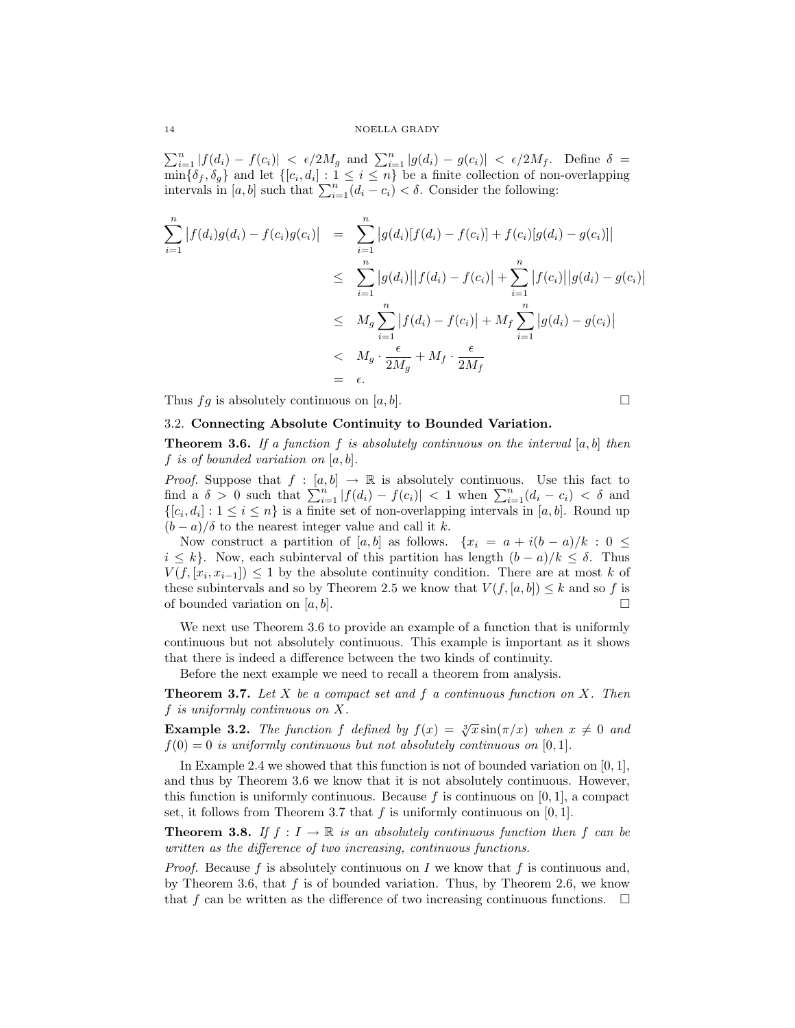$\sum_{i=1}^{n} |f(d_i) - f(c_i)| < \epsilon/2M_g$ and $\sum_{i=1}^{n} |g(d_i) - g(c_i)| < \epsilon/2M_f$. Define $\delta = \min\{\delta_f, \delta_g\}$ and let $\{[c_i, d_i] : 1 \leq i \leq n\}$ be a finite collection of non-overlapping intervals in $[a, b]$ such that $\sum_{i=1}^{n}(d_i - c_i) < \delta$. Consider the following:

$$
\begin{aligned}
\sum_{i=1}^{n} \big|f(d_i)g(d_i) - f(c_i)g(c_i)\big| &= \sum_{i=1}^{n} \big|g(d_i)[f(d_i) - f(c_i)] + f(c_i)[g(d_i) - g(c_i)]\big| \\
&\leq \sum_{i=1}^{n} \big|g(d_i)\big|\big|f(d_i) - f(c_i)\big| + \sum_{i=1}^{n} \big|f(c_i)\big|\big|g(d_i) - g(c_i)\big| \\
&\leq M_g \sum_{i=1}^{n} \big|f(d_i) - f(c_i)\big| + M_f \sum_{i=1}^{n} \big|g(d_i) - g(c_i)\big| \\
&< M_g \cdot \frac{\epsilon}{2M_g} + M_f \cdot \frac{\epsilon}{2M_f} \\
&= \epsilon.
\end{aligned}
$$

Thus $fg$ is absolutely continuous on $[a, b]$. □

### 3.2. Connecting Absolute Continuity to Bounded Variation.

**Theorem 3.6.** *If a function $f$ is absolutely continuous on the interval $[a, b]$ then $f$ is of bounded variation on $[a, b]$.*

*Proof.* Suppose that $f : [a, b] \to \mathbb{R}$ is absolutely continuous. Use this fact to find a $\delta > 0$ such that $\sum_{i=1}^{n} |f(d_i) - f(c_i)| < 1$ when $\sum_{i=1}^{n}(d_i - c_i) < \delta$ and $\{[c_i, d_i] : 1 \leq i \leq n\}$ is a finite set of non-overlapping intervals in $[a, b]$. Round up $(b - a)/\delta$ to the nearest integer value and call it $k$.

Now construct a partition of $[a, b]$ as follows. $\{x_i = a + i(b - a)/k : 0 \leq i \leq k\}$. Now, each subinterval of this partition has length $(b - a)/k \leq \delta$. Thus $V(f, [x_i, x_{i-1}]) \leq 1$ by the absolute continuity condition. There are at most $k$ of these subintervals and so by Theorem 2.5 we know that $V(f, [a, b]) \leq k$ and so $f$ is of bounded variation on $[a, b]$. □

We next use Theorem 3.6 to provide an example of a function that is uniformly continuous but not absolutely continuous. This example is important as it shows that there is indeed a difference between the two kinds of continuity.

Before the next example we need to recall a theorem from analysis.

**Theorem 3.7.** *Let $X$ be a compact set and $f$ a continuous function on $X$. Then $f$ is uniformly continuous on $X$.*

**Example 3.2.** *The function $f$ defined by $f(x) = \sqrt[3]{x}\sin(\pi/x)$ when $x \neq 0$ and $f(0) = 0$ is uniformly continuous but not absolutely continuous on $[0, 1]$.*

In Example 2.4 we showed that this function is not of bounded variation on $[0, 1]$, and thus by Theorem 3.6 we know that it is not absolutely continuous. However, this function is uniformly continuous. Because $f$ is continuous on $[0, 1]$, a compact set, it follows from Theorem 3.7 that $f$ is uniformly continuous on $[0, 1]$.

**Theorem 3.8.** *If $f : I \to \mathbb{R}$ is an absolutely continuous function then $f$ can be written as the difference of two increasing, continuous functions.*

*Proof.* Because $f$ is absolutely continuous on $I$ we know that $f$ is continuous and, by Theorem 3.6, that $f$ is of bounded variation. Thus, by Theorem 2.6, we know that $f$ can be written as the difference of two increasing continuous functions. □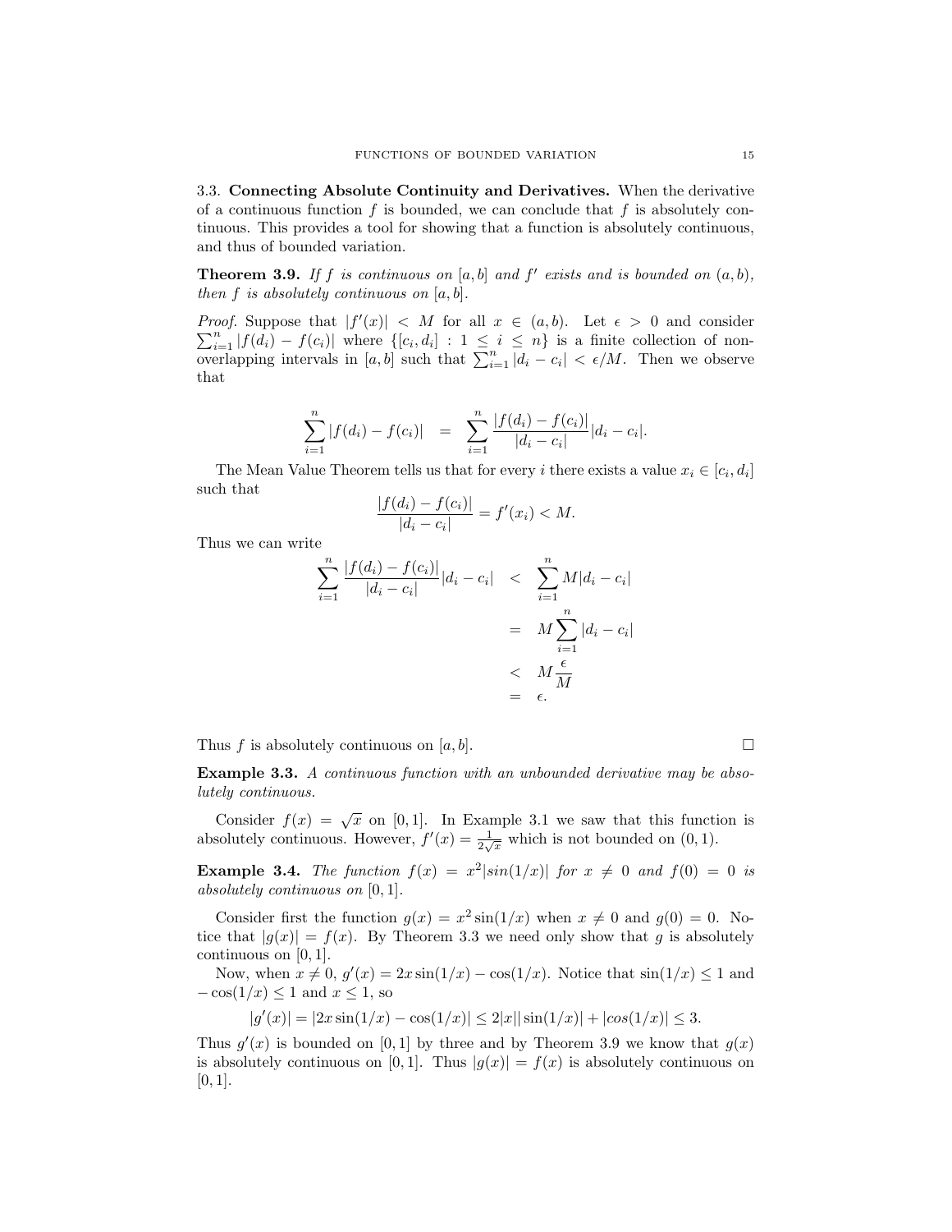3.3. **Connecting Absolute Continuity and Derivatives.** When the derivative of a continuous function $f$ is bounded, we can conclude that $f$ is absolutely continuous. This provides a tool for showing that a function is absolutely continuous, and thus of bounded variation.

**Theorem 3.9.** *If $f$ is continuous on $[a, b]$ and $f'$ exists and is bounded on $(a, b)$, then $f$ is absolutely continuous on $[a, b]$.*

*Proof.* Suppose that $|f'(x)| < M$ for all $x \in (a, b)$. Let $\epsilon > 0$ and consider $\sum_{i=1}^{n} |f(d_i) - f(c_i)|$ where $\{[c_i, d_i] : 1 \leq i \leq n\}$ is a finite collection of non-overlapping intervals in $[a, b]$ such that $\sum_{i=1}^{n} |d_i - c_i| < \epsilon/M$. Then we observe that

$$\sum_{i=1}^{n} |f(d_i) - f(c_i)| = \sum_{i=1}^{n} \frac{|f(d_i) - f(c_i)|}{|d_i - c_i|} |d_i - c_i|.$$

The Mean Value Theorem tells us that for every $i$ there exists a value $x_i \in [c_i, d_i]$ such that

$$\frac{|f(d_i) - f(c_i)|}{|d_i - c_i|} = f'(x_i) < M.$$

Thus we can write

$$\begin{aligned}
\sum_{i=1}^{n} \frac{|f(d_i) - f(c_i)|}{|d_i - c_i|} |d_i - c_i| &< \sum_{i=1}^{n} M |d_i - c_i| \\
&= M \sum_{i=1}^{n} |d_i - c_i| \\
&< M \frac{\epsilon}{M} \\
&= \epsilon.
\end{aligned}$$

Thus $f$ is absolutely continuous on $[a, b]$. □

**Example 3.3.** *A continuous function with an unbounded derivative may be absolutely continuous.*

Consider $f(x) = \sqrt{x}$ on $[0, 1]$. In Example 3.1 we saw that this function is absolutely continuous. However, $f'(x) = \frac{1}{2\sqrt{x}}$ which is not bounded on $(0, 1)$.

**Example 3.4.** *The function $f(x) = x^2 |sin(1/x)|$ for $x \neq 0$ and $f(0) = 0$ is absolutely continuous on $[0, 1]$.*

Consider first the function $g(x) = x^2 \sin(1/x)$ when $x \neq 0$ and $g(0) = 0$. Notice that $|g(x)| = f(x)$. By Theorem 3.3 we need only show that $g$ is absolutely continuous on $[0, 1]$.

Now, when $x \neq 0$, $g'(x) = 2x \sin(1/x) - \cos(1/x)$. Notice that $\sin(1/x) \leq 1$ and $-\cos(1/x) \leq 1$ and $x \leq 1$, so

$$|g'(x)| = |2x \sin(1/x) - \cos(1/x)| \leq 2|x||\sin(1/x)| + |cos(1/x)| \leq 3.$$

Thus $g'(x)$ is bounded on $[0, 1]$ by three and by Theorem 3.9 we know that $g(x)$ is absolutely continuous on $[0, 1]$. Thus $|g(x)| = f(x)$ is absolutely continuous on $[0, 1]$.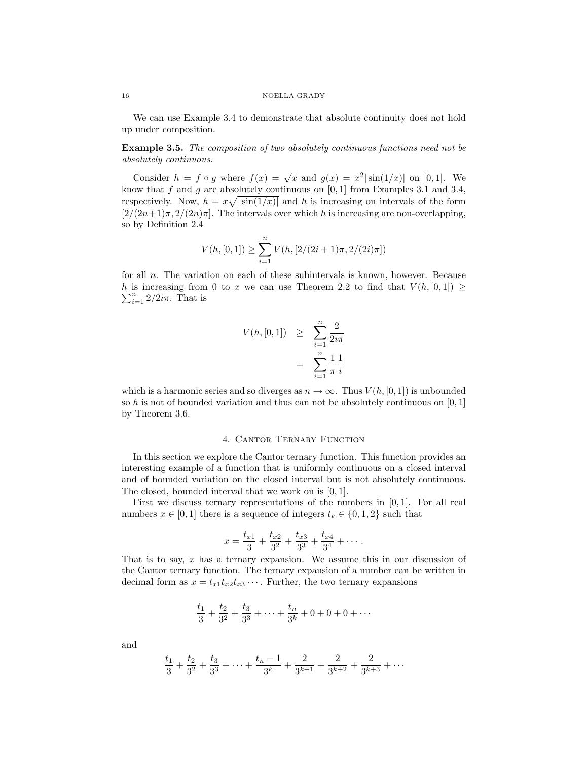We can use Example 3.4 to demonstrate that absolute continuity does not hold up under composition.

**Example 3.5.** *The composition of two absolutely continuous functions need not be absolutely continuous.*

Consider $h = f \circ g$ where $f(x) = \sqrt{x}$ and $g(x) = x^2|\sin(1/x)|$ on $[0,1]$. We know that $f$ and $g$ are absolutely continuous on $[0,1]$ from Examples 3.1 and 3.4, respectively. Now, $h = x\sqrt{|\sin(1/x)|}$ and $h$ is increasing on intervals of the form $[2/(2n+1)\pi, 2/(2n)\pi]$. The intervals over which $h$ is increasing are non-overlapping, so by Definition 2.4

$$V(h,[0,1]) \geq \sum_{i=1}^{n} V(h,[2/(2i+1)\pi, 2/(2i)\pi])$$

for all $n$. The variation on each of these subintervals is known, however. Because $h$ is increasing from 0 to $x$ we can use Theorem 2.2 to find that $V(h,[0,1]) \geq \sum_{i=1}^{n} 2/2i\pi$. That is

$$\begin{aligned} V(h,[0,1]) &\geq \sum_{i=1}^{n} \frac{2}{2i\pi} \\ &= \sum_{i=1}^{n} \frac{1}{\pi}\frac{1}{i} \end{aligned}$$

which is a harmonic series and so diverges as $n \to \infty$. Thus $V(h,[0,1])$ is unbounded so $h$ is not of bounded variation and thus can not be absolutely continuous on $[0,1]$ by Theorem 3.6.

## 4. Cantor Ternary Function

In this section we explore the Cantor ternary function. This function provides an interesting example of a function that is uniformly continuous on a closed interval and of bounded variation on the closed interval but is not absolutely continuous. The closed, bounded interval that we work on is $[0,1]$.

First we discuss ternary representations of the numbers in $[0,1]$. For all real numbers $x \in [0,1]$ there is a sequence of integers $t_k \in \{0,1,2\}$ such that

$$x = \frac{t_{x1}}{3} + \frac{t_{x2}}{3^2} + \frac{t_{x3}}{3^3} + \frac{t_{x4}}{3^4} + \cdots.$$

That is to say, $x$ has a ternary expansion. We assume this in our discussion of the Cantor ternary function. The ternary expansion of a number can be written in decimal form as $x = t_{x1}t_{x2}t_{x3}\cdots$. Further, the two ternary expansions

$$\frac{t_1}{3} + \frac{t_2}{3^2} + \frac{t_3}{3^3} + \cdots + \frac{t_n}{3^k} + 0 + 0 + 0 + \cdots$$

and

$$\frac{t_1}{3} + \frac{t_2}{3^2} + \frac{t_3}{3^3} + \cdots + \frac{t_n - 1}{3^k} + \frac{2}{3^{k+1}} + \frac{2}{3^{k+2}} + \frac{2}{3^{k+3}} + \cdots$$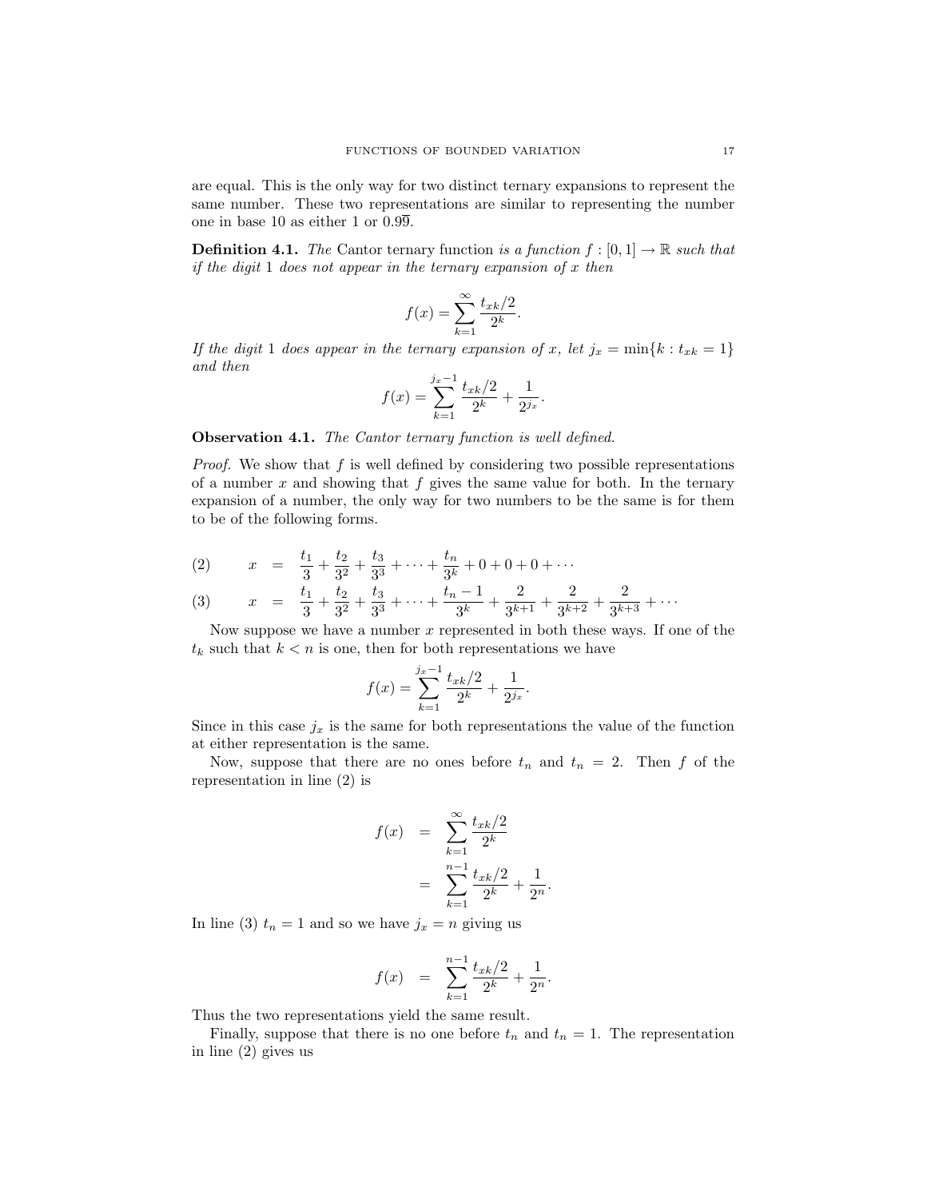are equal. This is the only way for two distinct ternary expansions to represent the same number. These two representations are similar to representing the number one in base 10 as either 1 or $0.9\overline{9}$.

**Definition 4.1.** *The* Cantor ternary function *is a function $f : [0,1] \to \mathbb{R}$ such that if the digit 1 does not appear in the ternary expansion of $x$ then*

$$f(x) = \sum_{k=1}^{\infty} \frac{t_{xk}/2}{2^k}.$$

*If the digit 1 does appear in the ternary expansion of $x$, let $j_x = \min\{k : t_{xk} = 1\}$ and then*

$$f(x) = \sum_{k=1}^{j_x - 1} \frac{t_{xk}/2}{2^k} + \frac{1}{2^{j_x}}.$$

**Observation 4.1.** *The Cantor ternary function is well defined.*

*Proof.* We show that $f$ is well defined by considering two possible representations of a number $x$ and showing that $f$ gives the same value for both. In the ternary expansion of a number, the only way for two numbers to be the same is for them to be of the following forms.

$$x = \frac{t_1}{3} + \frac{t_2}{3^2} + \frac{t_3}{3^3} + \cdots + \frac{t_n}{3^k} + 0 + 0 + 0 + \cdots \tag{2}$$

$$x = \frac{t_1}{3} + \frac{t_2}{3^2} + \frac{t_3}{3^3} + \cdots + \frac{t_n - 1}{3^k} + \frac{2}{3^{k+1}} + \frac{2}{3^{k+2}} + \frac{2}{3^{k+3}} + \cdots \tag{3}$$

Now suppose we have a number $x$ represented in both these ways. If one of the $t_k$ such that $k < n$ is one, then for both representations we have

$$f(x) = \sum_{k=1}^{j_x - 1} \frac{t_{xk}/2}{2^k} + \frac{1}{2^{j_x}}.$$

Since in this case $j_x$ is the same for both representations the value of the function at either representation is the same.

Now, suppose that there are no ones before $t_n$ and $t_n = 2$. Then $f$ of the representation in line (2) is

$$\begin{aligned} f(x) &= \sum_{k=1}^{\infty} \frac{t_{xk}/2}{2^k} \\ &= \sum_{k=1}^{n-1} \frac{t_{xk}/2}{2^k} + \frac{1}{2^n}. \end{aligned}$$

In line (3) $t_n = 1$ and so we have $j_x = n$ giving us

$$f(x) = \sum_{k=1}^{n-1} \frac{t_{xk}/2}{2^k} + \frac{1}{2^n}.$$

Thus the two representations yield the same result.

Finally, suppose that there is no one before $t_n$ and $t_n = 1$. The representation in line (2) gives us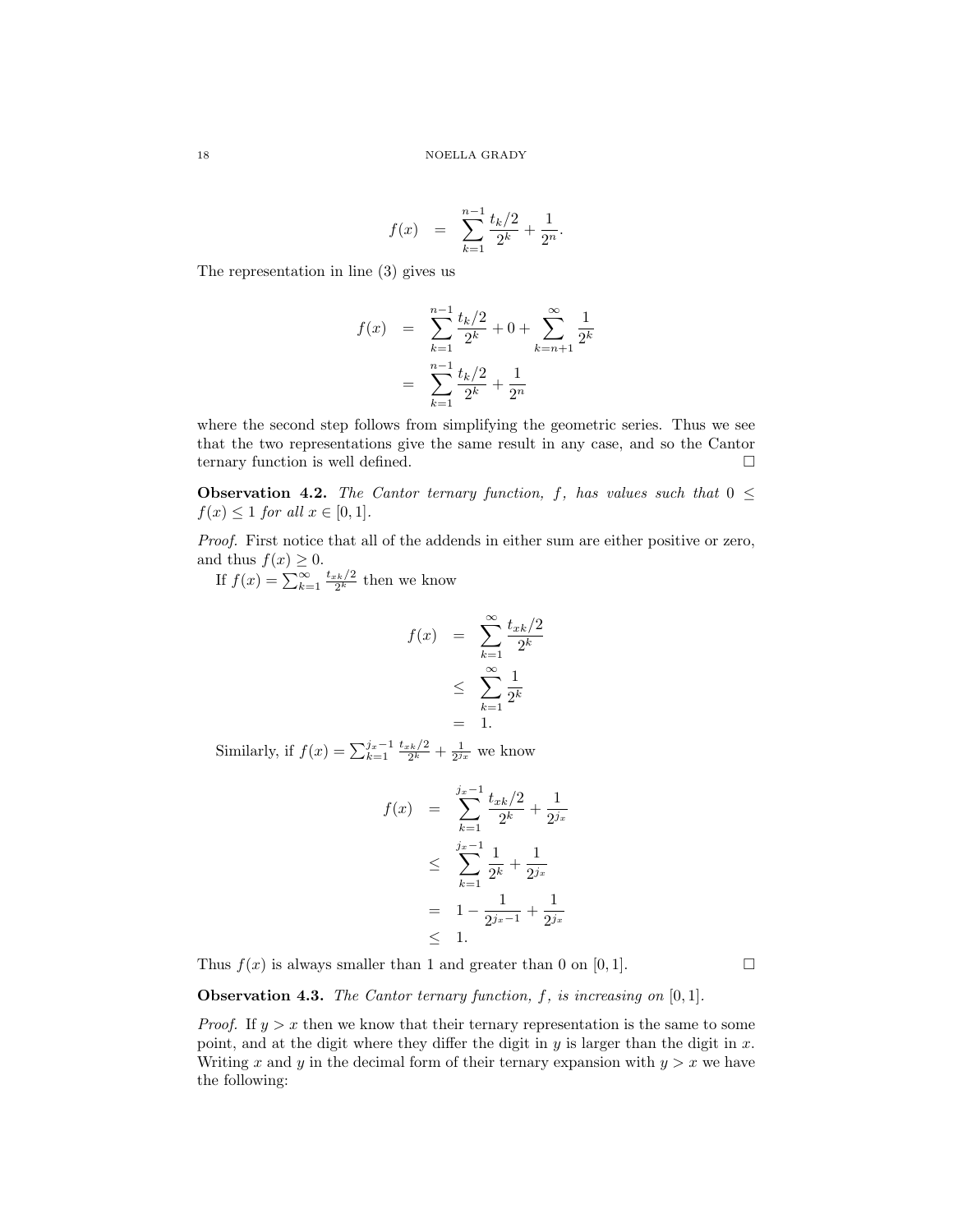$$f(x) = \sum_{k=1}^{n-1} \frac{t_k/2}{2^k} + \frac{1}{2^n}.$$

The representation in line (3) gives us

$$\begin{aligned} f(x) &= \sum_{k=1}^{n-1} \frac{t_k/2}{2^k} + 0 + \sum_{k=n+1}^{\infty} \frac{1}{2^k} \\ &= \sum_{k=1}^{n-1} \frac{t_k/2}{2^k} + \frac{1}{2^n} \end{aligned}$$

where the second step follows from simplifying the geometric series. Thus we see that the two representations give the same result in any case, and so the Cantor ternary function is well defined. □

**Observation 4.2.** *The Cantor ternary function, $f$, has values such that $0 \leq f(x) \leq 1$ for all $x \in [0, 1]$.*

*Proof.* First notice that all of the addends in either sum are either positive or zero, and thus $f(x) \geq 0$.

If $f(x) = \sum_{k=1}^{\infty} \frac{t_{xk}/2}{2^k}$ then we know

$$\begin{aligned} f(x) &= \sum_{k=1}^{\infty} \frac{t_{xk}/2}{2^k} \\ &\leq \sum_{k=1}^{\infty} \frac{1}{2^k} \\ &= 1. \end{aligned}$$

Similarly, if $f(x) = \sum_{k=1}^{j_x - 1} \frac{t_{xk}/2}{2^k} + \frac{1}{2^{j_x}}$ we know

$$\begin{aligned} f(x) &= \sum_{k=1}^{j_x-1} \frac{t_{xk}/2}{2^k} + \frac{1}{2^{j_x}} \\ &\leq \sum_{k=1}^{j_x-1} \frac{1}{2^k} + \frac{1}{2^{j_x}} \\ &= 1 - \frac{1}{2^{j_x-1}} + \frac{1}{2^{j_x}} \\ &\leq 1. \end{aligned}$$

Thus $f(x)$ is always smaller than 1 and greater than 0 on $[0, 1]$. □

**Observation 4.3.** *The Cantor ternary function, $f$, is increasing on $[0, 1]$.*

*Proof.* If $y > x$ then we know that their ternary representation is the same to some point, and at the digit where they differ the digit in $y$ is larger than the digit in $x$. Writing $x$ and $y$ in the decimal form of their ternary expansion with $y > x$ we have the following: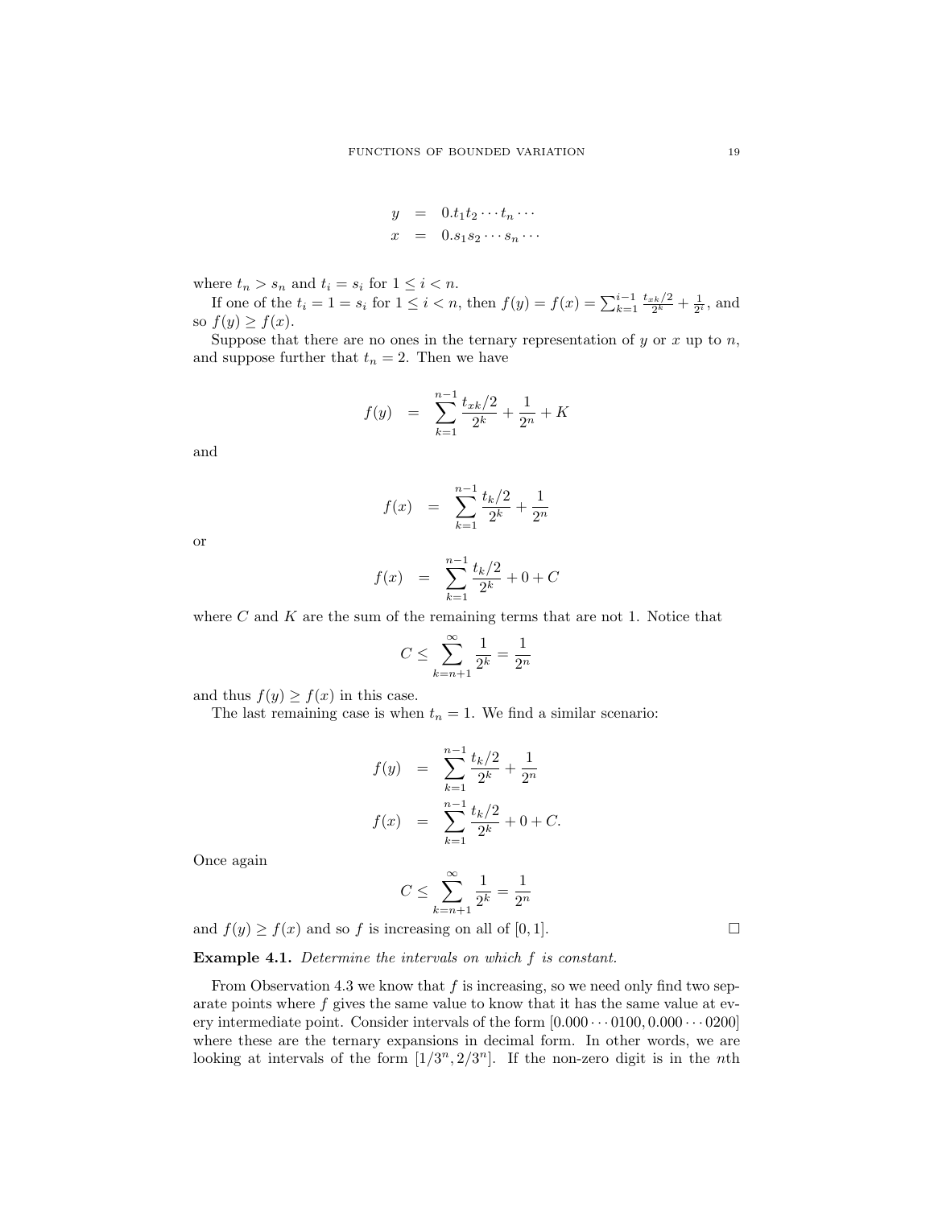$$
\begin{aligned}
y &= 0.t_1 t_2 \cdots t_n \cdots \\
x &= 0.s_1 s_2 \cdots s_n \cdots
\end{aligned}
$$

where $t_n > s_n$ and $t_i = s_i$ for $1 \le i < n$.

If one of the $t_i = 1 = s_i$ for $1 \le i < n$, then $f(y) = f(x) = \sum_{k=1}^{i-1} \frac{t_{xk}/2}{2^k} + \frac{1}{2^i}$, and so $f(y) \ge f(x)$.

Suppose that there are no ones in the ternary representation of $y$ or $x$ up to $n$, and suppose further that $t_n = 2$. Then we have

$$
f(y) \quad = \quad \sum_{k=1}^{n-1} \frac{t_{xk}/2}{2^k} + \frac{1}{2^n} + K
$$

and

$$
f(x) \quad = \quad \sum_{k=1}^{n-1} \frac{t_k/2}{2^k} + \frac{1}{2^n}
$$

or

$$
f(x) \quad = \quad \sum_{k=1}^{n-1} \frac{t_k/2}{2^k} + 0 + C
$$

where $C$ and $K$ are the sum of the remaining terms that are not 1. Notice that

$$
C \le \sum_{k=n+1}^{\infty} \frac{1}{2^k} = \frac{1}{2^n}
$$

and thus $f(y) \ge f(x)$ in this case.

The last remaining case is when $t_n = 1$. We find a similar scenario:

$$
\begin{aligned}
f(y) &= \sum_{k=1}^{n-1} \frac{t_k/2}{2^k} + \frac{1}{2^n} \\
f(x) &= \sum_{k=1}^{n-1} \frac{t_k/2}{2^k} + 0 + C.
\end{aligned}
$$

Once again

$$
C \le \sum_{k=n+1}^{\infty} \frac{1}{2^k} = \frac{1}{2^n}
$$

and $f(y) \ge f(x)$ and so $f$ is increasing on all of $[0, 1]$. $\square$

**Example 4.1.** *Determine the intervals on which $f$ is constant.*

From Observation 4.3 we know that $f$ is increasing, so we need only find two separate points where $f$ gives the same value to know that it has the same value at every intermediate point. Consider intervals of the form $[0.000 \cdots 0100, 0.000 \cdots 0200]$ where these are the ternary expansions in decimal form. In other words, we are looking at intervals of the form $[1/3^n, 2/3^n]$. If the non-zero digit is in the $n$th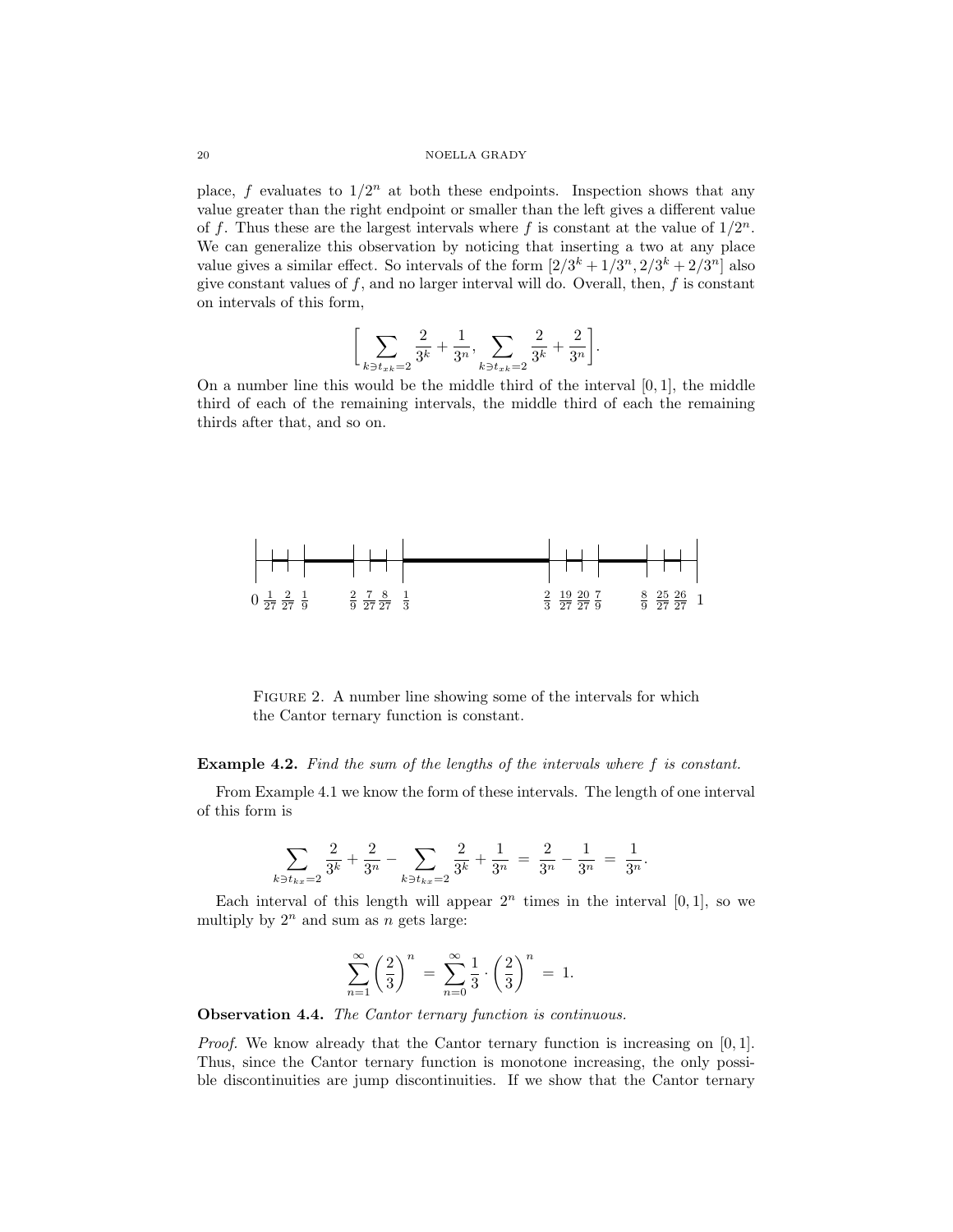place, $f$ evaluates to $1/2^n$ at both these endpoints. Inspection shows that any value greater than the right endpoint or smaller than the left gives a different value of $f$. Thus these are the largest intervals where $f$ is constant at the value of $1/2^n$. We can generalize this observation by noticing that inserting a two at any place value gives a similar effect. So intervals of the form $[2/3^k + 1/3^n, 2/3^k + 2/3^n]$ also give constant values of $f$, and no larger interval will do. Overall, then, $f$ is constant on intervals of this form,

$$\Bigg[\sum_{k \ni t_{xk}=2} \frac{2}{3^k} + \frac{1}{3^n}, \sum_{k \ni t_{xk}=2} \frac{2}{3^k} + \frac{2}{3^n}\Bigg].$$

On a number line this would be the middle third of the interval $[0, 1]$, the middle third of each of the remaining intervals, the middle third of each the remaining thirds after that, and so on.

Figure 2. A number line showing some of the intervals for which the Cantor ternary function is constant.

**Example 4.2.** *Find the sum of the lengths of the intervals where $f$ is constant.*

From Example 4.1 we know the form of these intervals. The length of one interval of this form is

$$\sum_{k \ni t_{kx}=2} \frac{2}{3^k} + \frac{2}{3^n} - \sum_{k \ni t_{kx}=2} \frac{2}{3^k} + \frac{1}{3^n} \;=\; \frac{2}{3^n} - \frac{1}{3^n} \;=\; \frac{1}{3^n}.$$

Each interval of this length will appear $2^n$ times in the interval $[0, 1]$, so we multiply by $2^n$ and sum as $n$ gets large:

$$\sum_{n=1}^{\infty} \left(\frac{2}{3}\right)^n \;=\; \sum_{n=0}^{\infty} \frac{1}{3} \cdot \left(\frac{2}{3}\right)^n \;=\; 1.$$

**Observation 4.4.** *The Cantor ternary function is continuous.*

*Proof.* We know already that the Cantor ternary function is increasing on $[0, 1]$. Thus, since the Cantor ternary function is monotone increasing, the only possible discontinuities are jump discontinuities. If we show that the Cantor ternary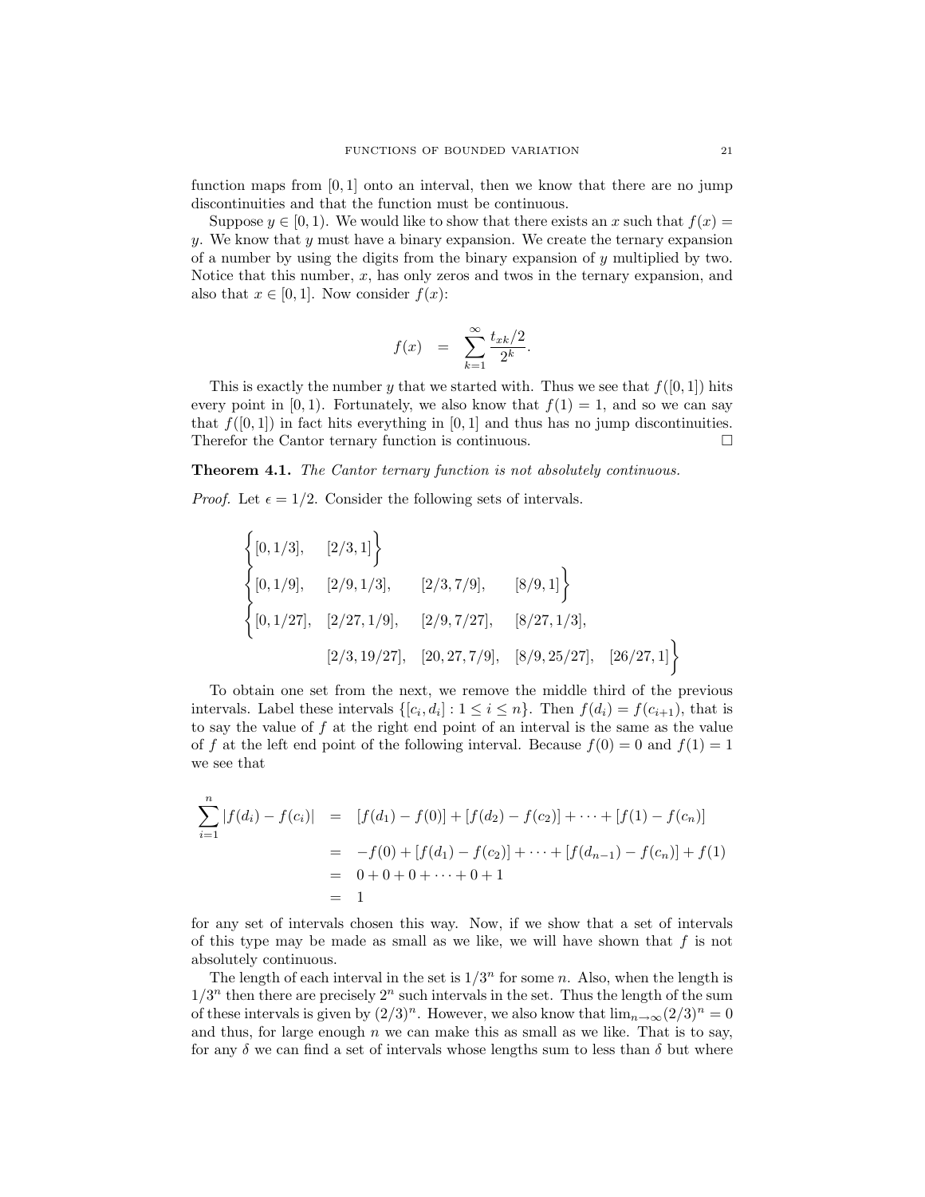function maps from $[0,1]$ onto an interval, then we know that there are no jump discontinuities and that the function must be continuous.

Suppose $y \in [0,1)$. We would like to show that there exists an $x$ such that $f(x) = y$. We know that $y$ must have a binary expansion. We create the ternary expansion of a number by using the digits from the binary expansion of $y$ multiplied by two. Notice that this number, $x$, has only zeros and twos in the ternary expansion, and also that $x \in [0,1]$. Now consider $f(x)$:

$$f(x) = \sum_{k=1}^{\infty} \frac{t_{xk}/2}{2^k}.$$

This is exactly the number $y$ that we started with. Thus we see that $f([0,1])$ hits every point in $[0,1)$. Fortunately, we also know that $f(1) = 1$, and so we can say that $f([0,1])$ in fact hits everything in $[0,1]$ and thus has no jump discontinuities. Therefor the Cantor ternary function is continuous. □

**Theorem 4.1.** *The Cantor ternary function is not absolutely continuous.*

*Proof.* Let $\epsilon = 1/2$. Consider the following sets of intervals.

$$\left\{[0,1/3], \quad [2/3,1]\right\}$$
$$\left\{[0,1/9], \quad [2/9,1/3], \quad [2/3,7/9], \quad [8/9,1]\right\}$$
$$\left\{[0,1/27], \quad [2/27,1/9], \quad [2/9,7/27], \quad [8/27,1/3], \quad [2/3,19/27], \quad [20,27,7/9], \quad [8/9,25/27], \quad [26/27,1]\right\}$$

To obtain one set from the next, we remove the middle third of the previous intervals. Label these intervals $\{[c_i,d_i] : 1 \le i \le n\}$. Then $f(d_i) = f(c_{i+1})$, that is to say the value of $f$ at the right end point of an interval is the same as the value of $f$ at the left end point of the following interval. Because $f(0) = 0$ and $f(1) = 1$ we see that

$$\begin{aligned}
\sum_{i=1}^{n} |f(d_i) - f(c_i)| &= [f(d_1) - f(0)] + [f(d_2) - f(c_2)] + \cdots + [f(1) - f(c_n)] \\
&= -f(0) + [f(d_1) - f(c_2)] + \cdots + [f(d_{n-1}) - f(c_n)] + f(1) \\
&= 0 + 0 + 0 + \cdots + 0 + 1 \\
&= 1
\end{aligned}$$

for any set of intervals chosen this way. Now, if we show that a set of intervals of this type may be made as small as we like, we will have shown that $f$ is not absolutely continuous.

The length of each interval in the set is $1/3^n$ for some $n$. Also, when the length is $1/3^n$ then there are precisely $2^n$ such intervals in the set. Thus the length of the sum of these intervals is given by $(2/3)^n$. However, we also know that $\lim_{n\to\infty}(2/3)^n = 0$ and thus, for large enough $n$ we can make this as small as we like. That is to say, for any $\delta$ we can find a set of intervals whose lengths sum to less than $\delta$ but where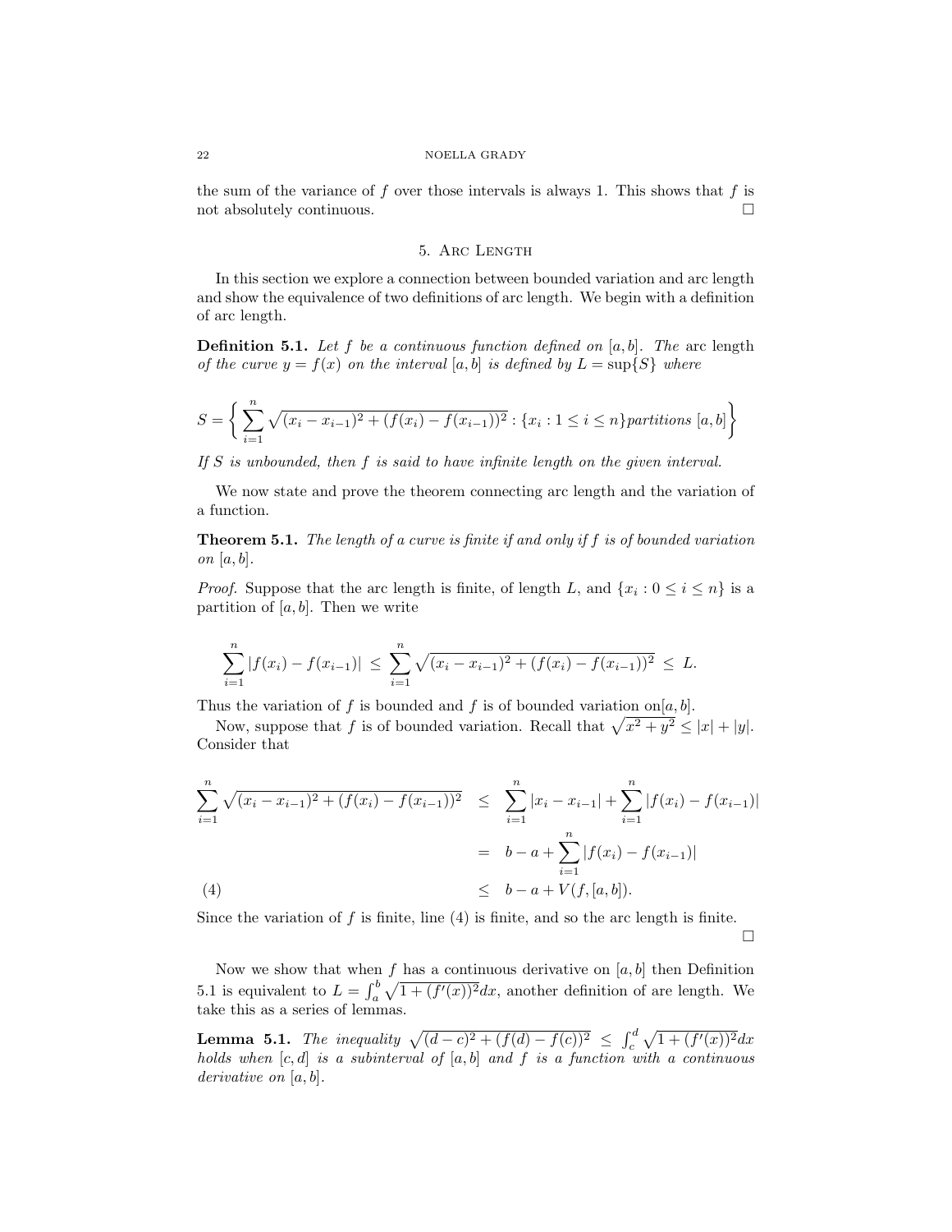the sum of the variance of $f$ over those intervals is always 1. This shows that $f$ is not absolutely continuous. $\square$

## 5. Arc Length

In this section we explore a connection between bounded variation and arc length and show the equivalence of two definitions of arc length. We begin with a definition of arc length.

**Definition 5.1.** *Let $f$ be a continuous function defined on $[a,b]$. The* arc length *of the curve $y = f(x)$ on the interval $[a,b]$ is defined by $L = \sup\{S\}$ where*

$$S = \left\{ \sum_{i=1}^{n} \sqrt{(x_i - x_{i-1})^2 + (f(x_i) - f(x_{i-1}))^2} : \{x_i : 1 \le i \le n\} \text{partitions } [a,b] \right\}$$

*If $S$ is unbounded, then $f$ is said to have infinite length on the given interval.*

We now state and prove the theorem connecting arc length and the variation of a function.

**Theorem 5.1.** *The length of a curve is finite if and only if $f$ is of bounded variation on $[a,b]$.*

*Proof.* Suppose that the arc length is finite, of length $L$, and $\{x_i : 0 \le i \le n\}$ is a partition of $[a,b]$. Then we write

$$\sum_{i=1}^{n} |f(x_i) - f(x_{i-1})| \le \sum_{i=1}^{n} \sqrt{(x_i - x_{i-1})^2 + (f(x_i) - f(x_{i-1}))^2} \le L.$$

Thus the variation of $f$ is bounded and $f$ is of bounded variation on$[a,b]$.

Now, suppose that $f$ is of bounded variation. Recall that $\sqrt{x^2 + y^2} \le |x| + |y|$. Consider that

$$\begin{aligned}
\sum_{i=1}^{n} \sqrt{(x_i - x_{i-1})^2 + (f(x_i) - f(x_{i-1}))^2} &\le \sum_{i=1}^{n} |x_i - x_{i-1}| + \sum_{i=1}^{n} |f(x_i) - f(x_{i-1})| \\
&= b - a + \sum_{i=1}^{n} |f(x_i) - f(x_{i-1})| \\
&\le b - a + V(f,[a,b]). \qquad (4)
\end{aligned}$$

Since the variation of $f$ is finite, line (4) is finite, and so the arc length is finite. $\square$

Now we show that when $f$ has a continuous derivative on $[a,b]$ then Definition 5.1 is equivalent to $L = \int_a^b \sqrt{1 + (f'(x))^2}dx$, another definition of are length. We take this as a series of lemmas.

**Lemma 5.1.** *The inequality $\sqrt{(d-c)^2 + (f(d) - f(c))^2} \le \int_c^d \sqrt{1 + (f'(x))^2}dx$ holds when $[c,d]$ is a subinterval of $[a,b]$ and $f$ is a function with a continuous derivative on $[a,b]$.*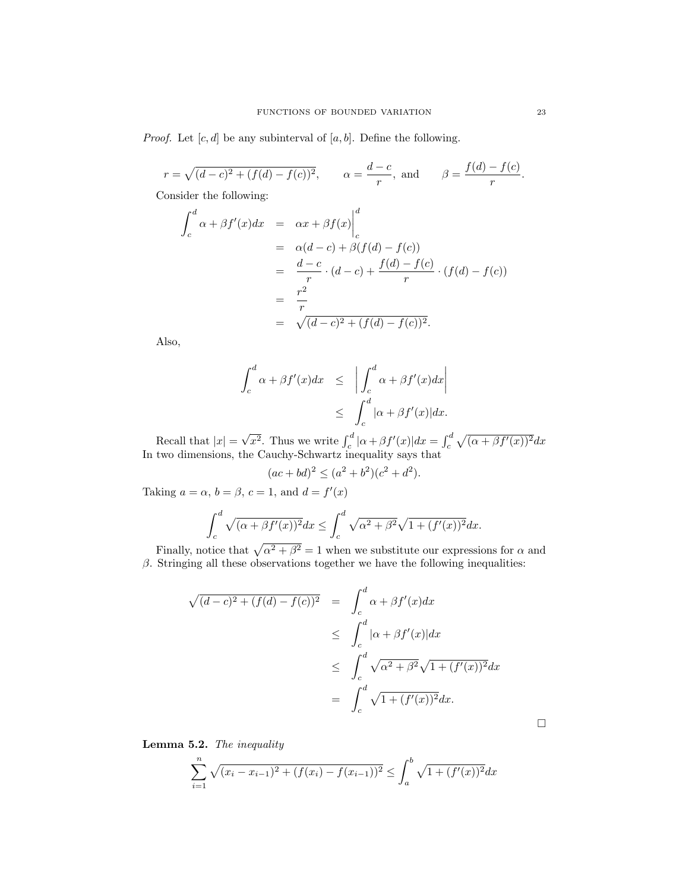*Proof.* Let $[c, d]$ be any subinterval of $[a, b]$. Define the following.

$$r = \sqrt{(d-c)^2 + (f(d) - f(c))^2}, \qquad \alpha = \frac{d-c}{r}, \text{ and} \qquad \beta = \frac{f(d) - f(c)}{r}.$$

Consider the following:

$$\begin{aligned}
\int_c^d \alpha + \beta f'(x) dx &= \alpha x + \beta f(x)\Big|_c^d \\
&= \alpha(d-c) + \beta(f(d) - f(c)) \\
&= \frac{d-c}{r} \cdot (d-c) + \frac{f(d) - f(c)}{r} \cdot (f(d) - f(c)) \\
&= \frac{r^2}{r} \\
&= \sqrt{(d-c)^2 + (f(d) - f(c))^2}.
\end{aligned}$$

Also,

$$\begin{aligned}
\int_c^d \alpha + \beta f'(x) dx &\leq \left| \int_c^d \alpha + \beta f'(x) dx \right| \\
&\leq \int_c^d |\alpha + \beta f'(x)| dx.
\end{aligned}$$

Recall that $|x| = \sqrt{x^2}$. Thus we write $\int_c^d |\alpha + \beta f'(x)| dx = \int_c^d \sqrt{(\alpha + \beta f'(x))^2} dx$ In two dimensions, the Cauchy-Schwartz inequality says that

$$(ac + bd)^2 \leq (a^2 + b^2)(c^2 + d^2).$$

Taking $a = \alpha$, $b = \beta$, $c = 1$, and $d = f'(x)$

$$\int_c^d \sqrt{(\alpha + \beta f'(x))^2} dx \leq \int_c^d \sqrt{\alpha^2 + \beta^2} \sqrt{1 + (f'(x))^2} dx.$$

Finally, notice that $\sqrt{\alpha^2 + \beta^2} = 1$ when we substitute our expressions for $\alpha$ and $\beta$. Stringing all these observations together we have the following inequalities:

$$\begin{aligned}
\sqrt{(d-c)^2 + (f(d) - f(c))^2} &= \int_c^d \alpha + \beta f'(x) dx \\
&\leq \int_c^d |\alpha + \beta f'(x)| dx \\
&\leq \int_c^d \sqrt{\alpha^2 + \beta^2} \sqrt{1 + (f'(x))^2} dx \\
&= \int_c^d \sqrt{1 + (f'(x))^2} dx.
\end{aligned}$$

□

**Lemma 5.2.** *The inequality*

$$\sum_{i=1}^{n} \sqrt{(x_i - x_{i-1})^2 + (f(x_i) - f(x_{i-1}))^2} \leq \int_a^b \sqrt{1 + (f'(x))^2} dx$$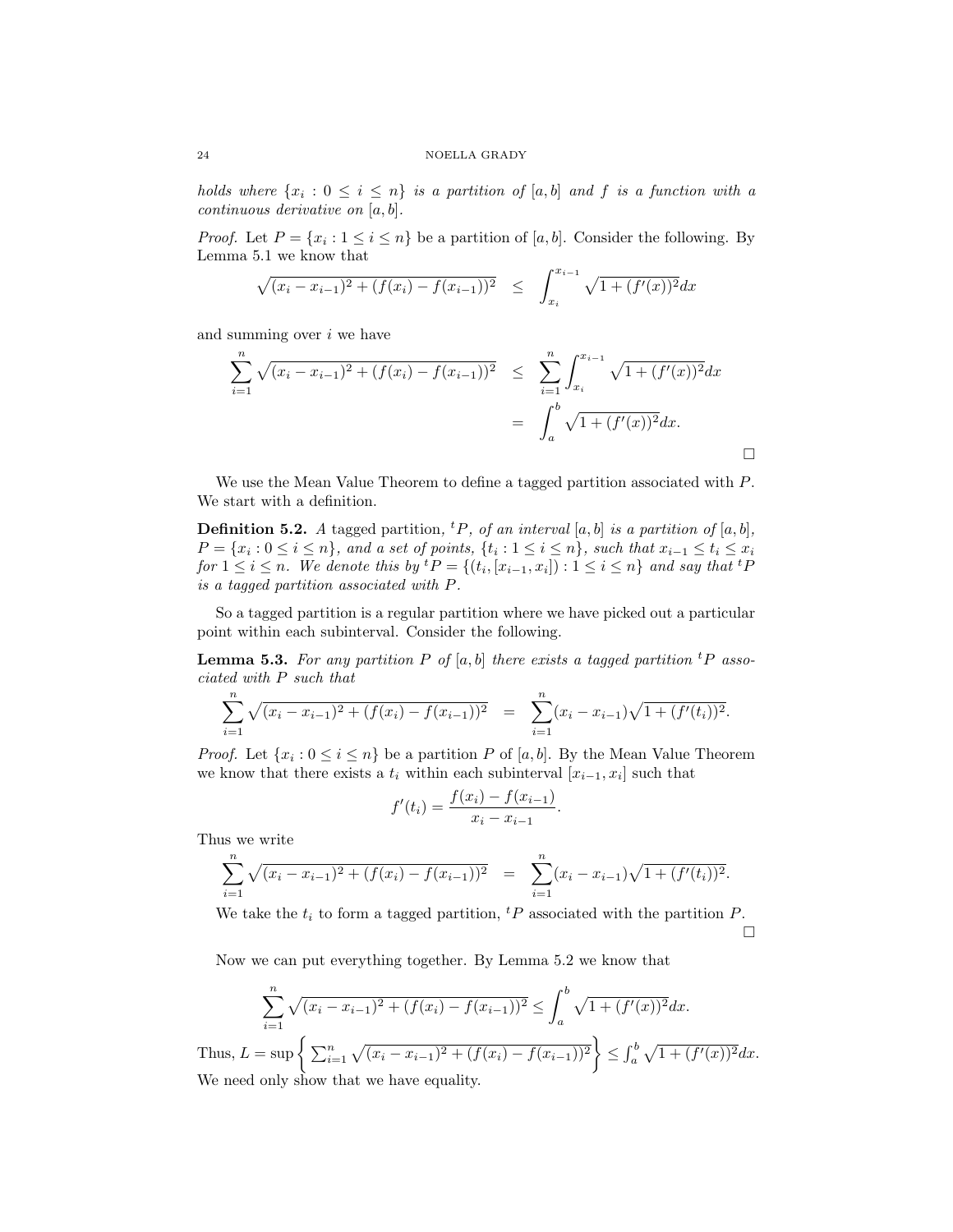*holds where $\{x_i : 0 \leq i \leq n\}$ is a partition of $[a, b]$ and $f$ is a function with a continuous derivative on $[a, b]$.*

*Proof.* Let $P = \{x_i : 1 \leq i \leq n\}$ be a partition of $[a, b]$. Consider the following. By Lemma 5.1 we know that

$$\sqrt{(x_i - x_{i-1})^2 + (f(x_i) - f(x_{i-1}))^2} \quad \leq \quad \int_{x_i}^{x_{i-1}} \sqrt{1 + (f'(x))^2} dx$$

and summing over $i$ we have

$$\begin{aligned} \sum_{i=1}^{n} \sqrt{(x_i - x_{i-1})^2 + (f(x_i) - f(x_{i-1}))^2} &\leq \sum_{i=1}^{n} \int_{x_i}^{x_{i-1}} \sqrt{1 + (f'(x))^2} dx \\ &= \int_a^b \sqrt{1 + (f'(x))^2} dx. \end{aligned}$$

□

We use the Mean Value Theorem to define a tagged partition associated with $P$. We start with a definition.

**Definition 5.2.** *A* tagged partition, ${}^tP$, *of an interval $[a, b]$ is a partition of $[a, b]$, $P = \{x_i : 0 \leq i \leq n\}$, and a set of points, $\{t_i : 1 \leq i \leq n\}$, such that $x_{i-1} \leq t_i \leq x_i$ for $1 \leq i \leq n$. We denote this by ${}^tP = \{(t_i, [x_{i-1}, x_i]) : 1 \leq i \leq n\}$ and say that ${}^tP$ is a tagged partition associated with $P$.*

So a tagged partition is a regular partition where we have picked out a particular point within each subinterval. Consider the following.

**Lemma 5.3.** *For any partition $P$ of $[a, b]$ there exists a tagged partition ${}^tP$ associated with $P$ such that*

$$\sum_{i=1}^{n} \sqrt{(x_i - x_{i-1})^2 + (f(x_i) - f(x_{i-1}))^2} \quad = \quad \sum_{i=1}^{n} (x_i - x_{i-1}) \sqrt{1 + (f'(t_i))^2}.$$

*Proof.* Let $\{x_i : 0 \leq i \leq n\}$ be a partition $P$ of $[a, b]$. By the Mean Value Theorem we know that there exists a $t_i$ within each subinterval $[x_{i-1}, x_i]$ such that

$$f'(t_i) = \frac{f(x_i) - f(x_{i-1})}{x_i - x_{i-1}}.$$

Thus we write

$$\sum_{i=1}^{n} \sqrt{(x_i - x_{i-1})^2 + (f(x_i) - f(x_{i-1}))^2} \quad = \quad \sum_{i=1}^{n} (x_i - x_{i-1}) \sqrt{1 + (f'(t_i))^2}.$$

We take the $t_i$ to form a tagged partition, ${}^tP$ associated with the partition $P$.

□

Now we can put everything together. By Lemma 5.2 we know that

$$\sum_{i=1}^{n} \sqrt{(x_i - x_{i-1})^2 + (f(x_i) - f(x_{i-1}))^2} \leq \int_a^b \sqrt{1 + (f'(x))^2} dx.$$

Thus, $L = \sup \left\{ \sum_{i=1}^{n} \sqrt{(x_i - x_{i-1})^2 + (f(x_i) - f(x_{i-1}))^2} \right\} \leq \int_a^b \sqrt{1 + (f'(x))^2} dx$. We need only show that we have equality.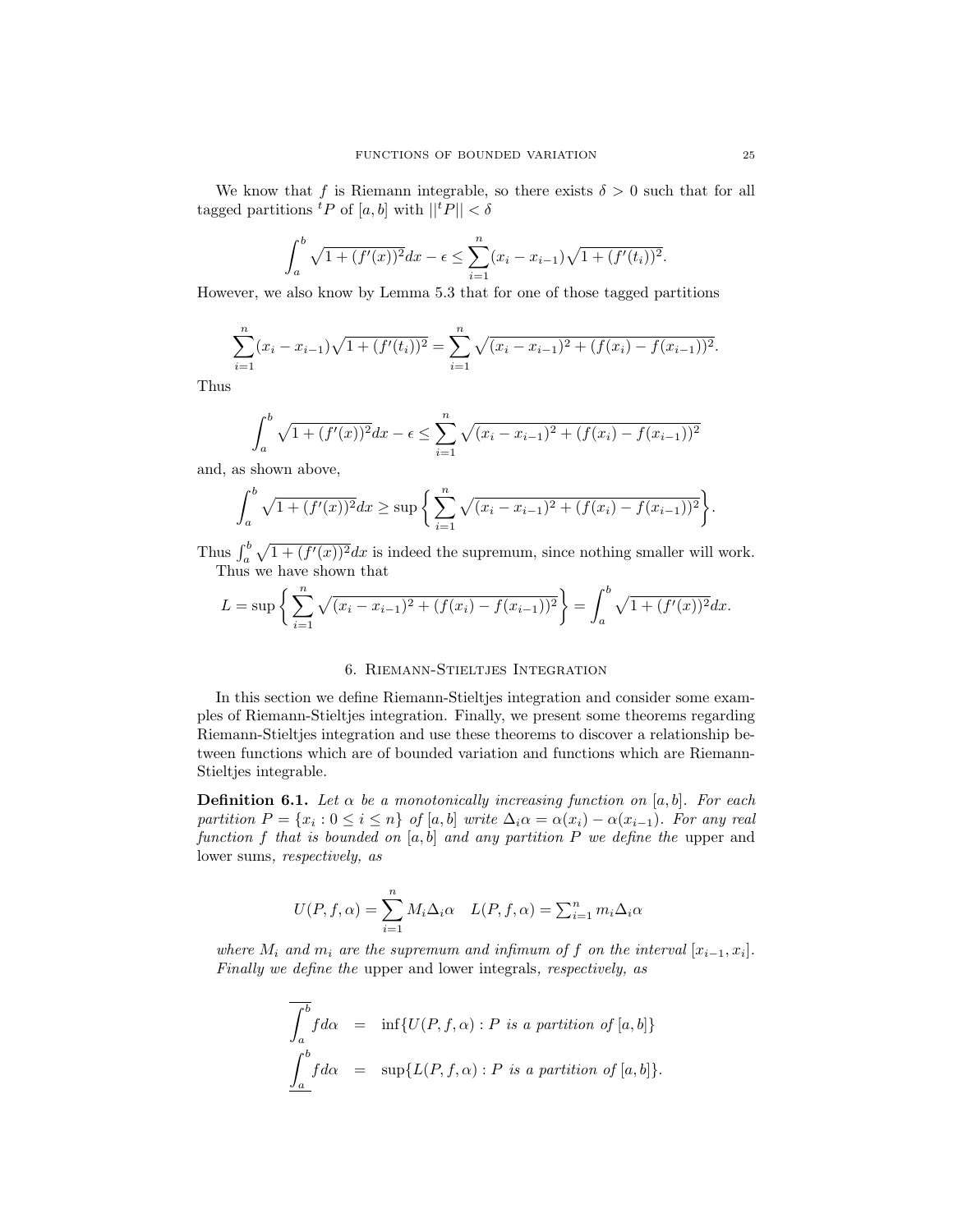We know that $f$ is Riemann integrable, so there exists $\delta > 0$ such that for all tagged partitions ${}^tP$ of $[a,b]$ with $||{}^tP|| < \delta$

$$\int_a^b \sqrt{1+(f'(x))^2}dx - \epsilon \leq \sum_{i=1}^{n}(x_i - x_{i-1})\sqrt{1+(f'(t_i))^2}.$$

However, we also know by Lemma 5.3 that for one of those tagged partitions

$$\sum_{i=1}^{n}(x_i - x_{i-1})\sqrt{1+(f'(t_i))^2} = \sum_{i=1}^{n}\sqrt{(x_i - x_{i-1})^2 + (f(x_i) - f(x_{i-1}))^2}.$$

Thus

$$\int_a^b \sqrt{1+(f'(x))^2}dx - \epsilon \leq \sum_{i=1}^{n}\sqrt{(x_i - x_{i-1})^2 + (f(x_i) - f(x_{i-1}))^2}$$

and, as shown above,

$$\int_a^b \sqrt{1+(f'(x))^2}dx \geq \sup\bigg\{\sum_{i=1}^{n}\sqrt{(x_i - x_{i-1})^2 + (f(x_i) - f(x_{i-1}))^2}\bigg\}.$$

Thus $\int_a^b \sqrt{1+(f'(x))^2}dx$ is indeed the supremum, since nothing smaller will work.

Thus we have shown that

$$L = \sup\bigg\{\sum_{i=1}^{n}\sqrt{(x_i - x_{i-1})^2 + (f(x_i) - f(x_{i-1}))^2}\bigg\} = \int_a^b \sqrt{1+(f'(x))^2}dx.$$

## 6. Riemann-Stieltjes Integration

In this section we define Riemann-Stieltjes integration and consider some examples of Riemann-Stieltjes integration. Finally, we present some theorems regarding Riemann-Stieltjes integration and use these theorems to discover a relationship between functions which are of bounded variation and functions which are Riemann-Stieltjes integrable.

**Definition 6.1.** *Let $\alpha$ be a monotonically increasing function on $[a,b]$. For each partition $P = \{x_i : 0 \leq i \leq n\}$ of $[a,b]$ write $\Delta_i\alpha = \alpha(x_i) - \alpha(x_{i-1})$. For any real function $f$ that is bounded on $[a,b]$ and any partition $P$ we define the* upper and lower sums*, respectively, as*

$$U(P,f,\alpha) = \sum_{i=1}^{n} M_i \Delta_i\alpha \quad L(P,f,\alpha) = \textstyle\sum_{i=1}^{n} m_i \Delta_i\alpha$$

*where $M_i$ and $m_i$ are the supremum and infimum of $f$ on the interval $[x_{i-1}, x_i]$. Finally we define the* upper and lower integrals*, respectively, as*

$$\overline{\int_a^b} f d\alpha = \inf\{U(P,f,\alpha) : P \text{ is a partition of } [a,b]\}$$

$$\underline{\int_a^b} f d\alpha = \sup\{L(P,f,\alpha) : P \text{ is a partition of } [a,b]\}.$$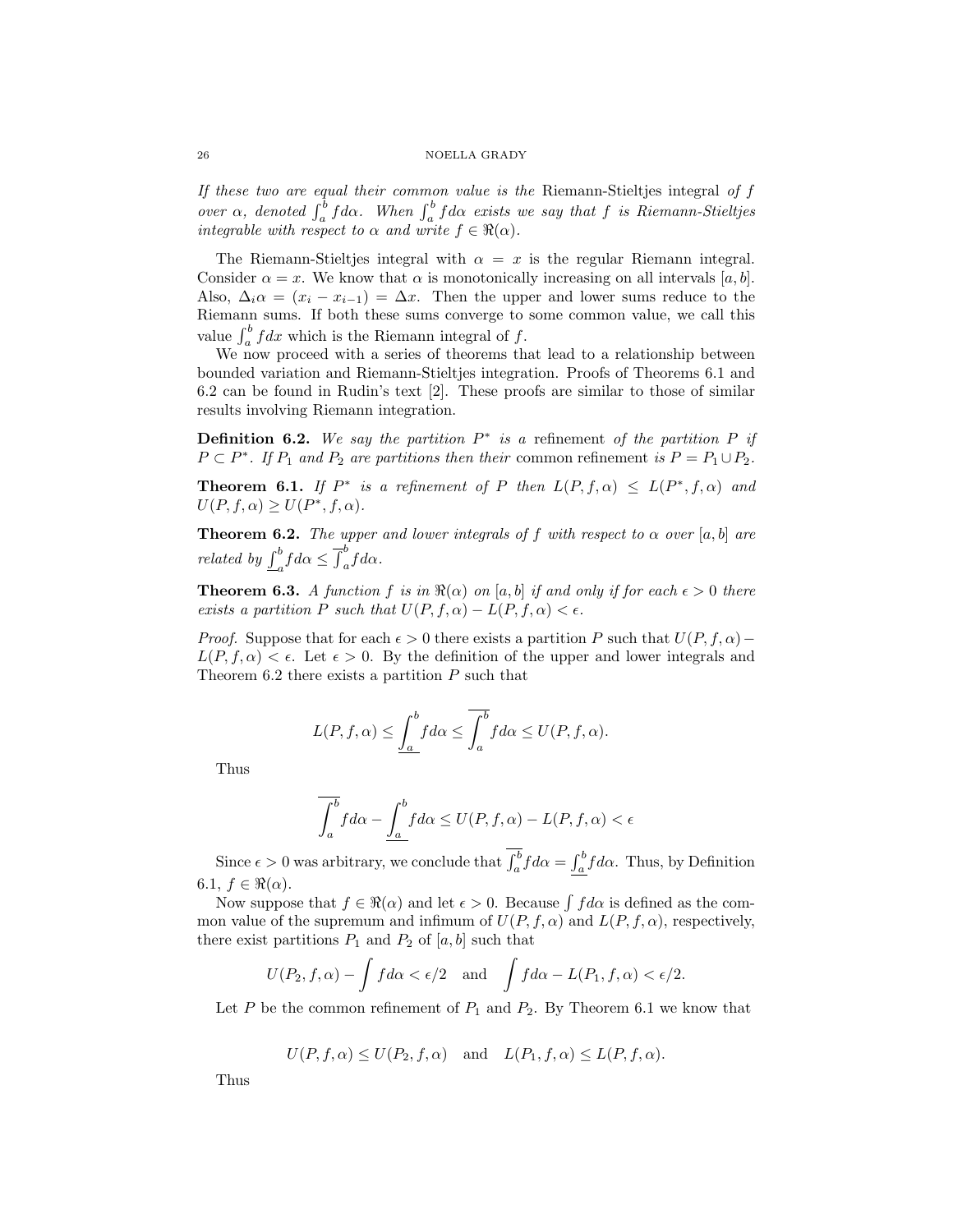*If these two are equal their common value is the* Riemann-Stieltjes integral *of $f$ over $\alpha$, denoted $\int_a^b f d\alpha$. When $\int_a^b f d\alpha$ exists we say that $f$ is Riemann-Stieltjes integrable with respect to $\alpha$ and write $f \in \Re(\alpha)$.*

The Riemann-Stieltjes integral with $\alpha = x$ is the regular Riemann integral. Consider $\alpha = x$. We know that $\alpha$ is monotonically increasing on all intervals $[a, b]$. Also, $\Delta_i \alpha = (x_i - x_{i-1}) = \Delta x$. Then the upper and lower sums reduce to the Riemann sums. If both these sums converge to some common value, we call this value $\int_a^b f dx$ which is the Riemann integral of $f$.

We now proceed with a series of theorems that lead to a relationship between bounded variation and Riemann-Stieltjes integration. Proofs of Theorems 6.1 and 6.2 can be found in Rudin's text [2]. These proofs are similar to those of similar results involving Riemann integration.

**Definition 6.2.** *We say the partition $P^*$ is a* refinement *of the partition $P$ if $P \subset P^*$. If $P_1$ and $P_2$ are partitions then their* common refinement *is $P = P_1 \cup P_2$.*

**Theorem 6.1.** *If $P^*$ is a refinement of $P$ then $L(P, f, \alpha) \leq L(P^*, f, \alpha)$ and $U(P, f, \alpha) \geq U(P^*, f, \alpha)$.*

**Theorem 6.2.** *The upper and lower integrals of $f$ with respect to $\alpha$ over $[a, b]$ are related by $\underline{\int_a^b} f d\alpha \leq \overline{\int_a^b} f d\alpha$.*

**Theorem 6.3.** *A function $f$ is in $\Re(\alpha)$ on $[a, b]$ if and only if for each $\epsilon > 0$ there exists a partition $P$ such that $U(P, f, \alpha) - L(P, f, \alpha) < \epsilon$.*

*Proof.* Suppose that for each $\epsilon > 0$ there exists a partition $P$ such that $U(P, f, \alpha) - L(P, f, \alpha) < \epsilon$. Let $\epsilon > 0$. By the definition of the upper and lower integrals and Theorem 6.2 there exists a partition $P$ such that

$$L(P, f, \alpha) \leq \underline{\int_a^b} f d\alpha \leq \overline{\int_a^b} f d\alpha \leq U(P, f, \alpha).$$

Thus

$$\overline{\int_a^b} f d\alpha - \underline{\int_a^b} f d\alpha \leq U(P, f, \alpha) - L(P, f, \alpha) < \epsilon$$

Since $\epsilon > 0$ was arbitrary, we conclude that $\overline{\int_a^b} f d\alpha = \underline{\int_a^b} f d\alpha$. Thus, by Definition 6.1, $f \in \Re(\alpha)$.

Now suppose that $f \in \Re(\alpha)$ and let $\epsilon > 0$. Because $\int f d\alpha$ is defined as the common value of the supremum and infimum of $U(P, f, \alpha)$ and $L(P, f, \alpha)$, respectively, there exist partitions $P_1$ and $P_2$ of $[a, b]$ such that

$$U(P_2, f, \alpha) - \int f d\alpha < \epsilon/2 \quad \text{and} \quad \int f d\alpha - L(P_1, f, \alpha) < \epsilon/2.$$

Let $P$ be the common refinement of $P_1$ and $P_2$. By Theorem 6.1 we know that

$$U(P, f, \alpha) \leq U(P_2, f, \alpha) \quad \text{and} \quad L(P_1, f, \alpha) \leq L(P, f, \alpha).$$

Thus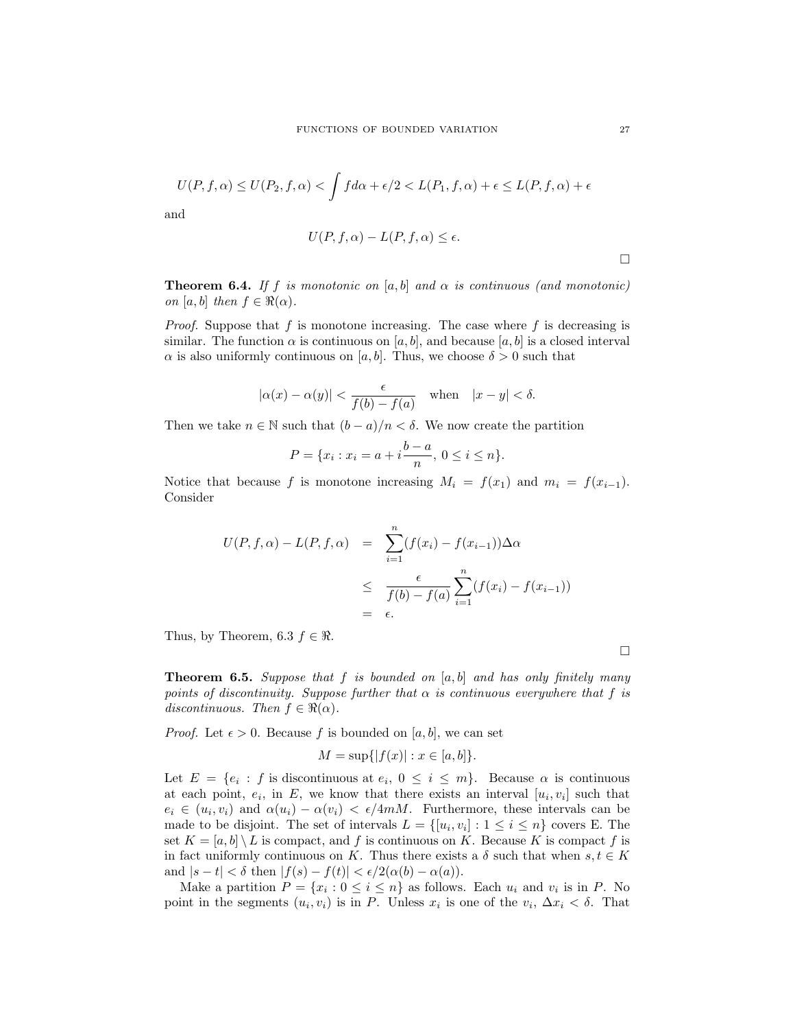$$U(P, f, \alpha) \leq U(P_2, f, \alpha) < \int f d\alpha + \epsilon/2 < L(P_1, f, \alpha) + \epsilon \leq L(P, f, \alpha) + \epsilon$$

and

$$U(P, f, \alpha) - L(P, f, \alpha) \leq \epsilon.$$

□

**Theorem 6.4.** *If $f$ is monotonic on $[a, b]$ and $\alpha$ is continuous (and monotonic) on $[a, b]$ then $f \in \Re(\alpha)$.*

*Proof.* Suppose that $f$ is monotone increasing. The case where $f$ is decreasing is similar. The function $\alpha$ is continuous on $[a, b]$, and because $[a, b]$ is a closed interval $\alpha$ is also uniformly continuous on $[a, b]$. Thus, we choose $\delta > 0$ such that

$$|\alpha(x) - \alpha(y)| < \frac{\epsilon}{f(b) - f(a)} \quad \text{when} \quad |x - y| < \delta.$$

Then we take $n \in \mathbb{N}$ such that $(b - a)/n < \delta$. We now create the partition

$$P = \{x_i : x_i = a + i\frac{b - a}{n},\ 0 \leq i \leq n\}.$$

Notice that because $f$ is monotone increasing $M_i = f(x_1)$ and $m_i = f(x_{i-1})$. Consider

$$\begin{aligned} U(P, f, \alpha) - L(P, f, \alpha) &= \sum_{i=1}^{n}(f(x_i) - f(x_{i-1}))\Delta\alpha \\ &\leq \frac{\epsilon}{f(b) - f(a)} \sum_{i=1}^{n}(f(x_i) - f(x_{i-1})) \\ &= \epsilon. \end{aligned}$$

Thus, by Theorem, 6.3 $f \in \Re$.

□

**Theorem 6.5.** *Suppose that $f$ is bounded on $[a, b]$ and has only finitely many points of discontinuity. Suppose further that $\alpha$ is continuous everywhere that $f$ is discontinuous. Then $f \in \Re(\alpha)$.*

*Proof.* Let $\epsilon > 0$. Because $f$ is bounded on $[a, b]$, we can set

$$M = \sup\{|f(x)| : x \in [a, b]\}.$$

Let $E = \{e_i : f \text{ is discontinuous at } e_i,\ 0 \leq i \leq m\}$. Because $\alpha$ is continuous at each point, $e_i$, in $E$, we know that there exists an interval $[u_i, v_i]$ such that $e_i \in (u_i, v_i)$ and $\alpha(u_i) - \alpha(v_i) < \epsilon/4mM$. Furthermore, these intervals can be made to be disjoint. The set of intervals $L = \{[u_i, v_i] : 1 \leq i \leq n\}$ covers E. The set $K = [a, b] \setminus L$ is compact, and $f$ is continuous on $K$. Because $K$ is compact $f$ is in fact uniformly continuous on $K$. Thus there exists a $\delta$ such that when $s, t \in K$ and $|s - t| < \delta$ then $|f(s) - f(t)| < \epsilon/2(\alpha(b) - \alpha(a))$.

Make a partition $P = \{x_i : 0 \leq i \leq n\}$ as follows. Each $u_i$ and $v_i$ is in $P$. No point in the segments $(u_i, v_i)$ is in $P$. Unless $x_i$ is one of the $v_i$, $\Delta x_i < \delta$. That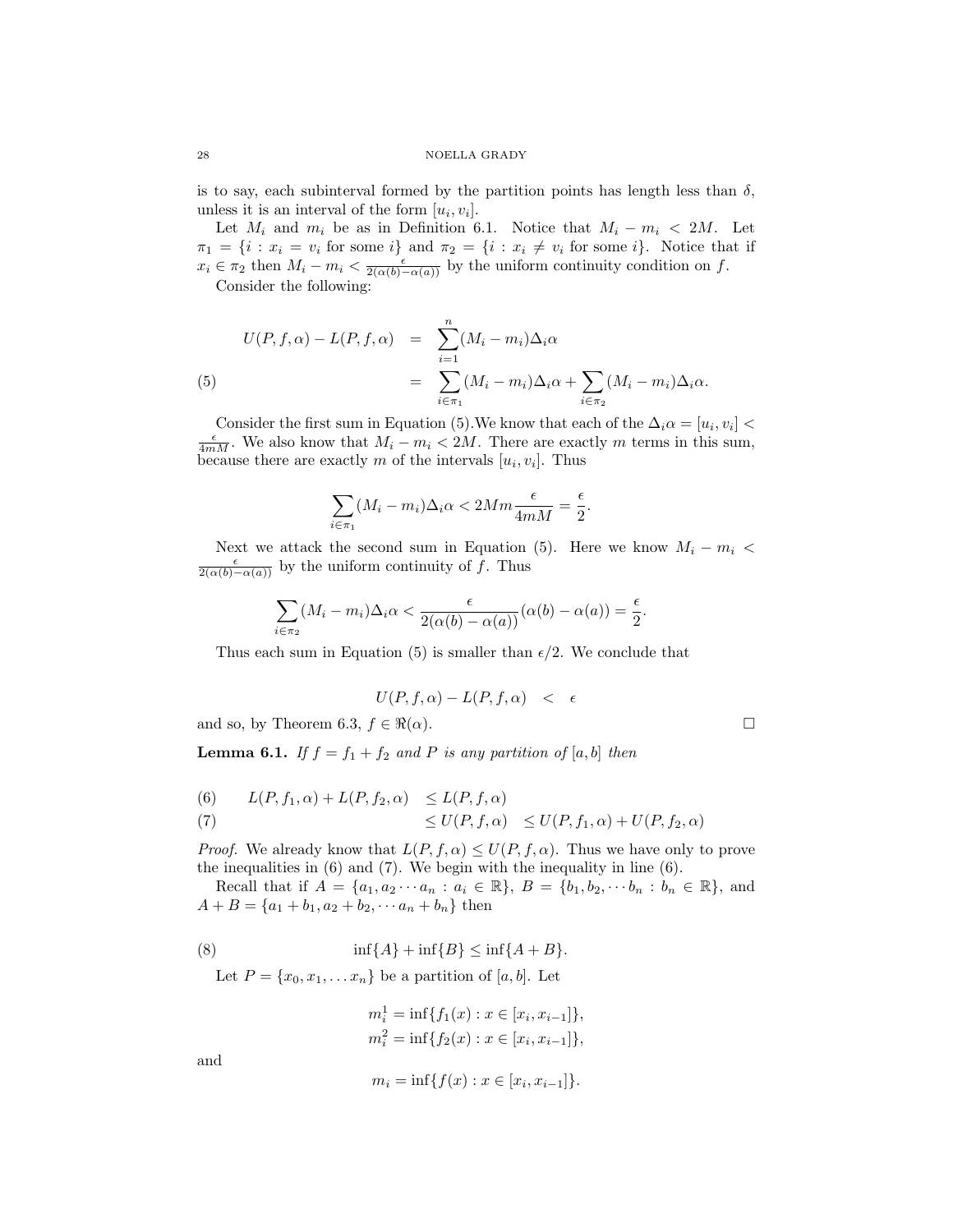is to say, each subinterval formed by the partition points has length less than $\delta$, unless it is an interval of the form $[u_i, v_i]$.

Let $M_i$ and $m_i$ be as in Definition 6.1. Notice that $M_i - m_i < 2M$. Let $\pi_1 = \{i : x_i = v_i \text{ for some } i\}$ and $\pi_2 = \{i : x_i \neq v_i \text{ for some } i\}$. Notice that if $x_i \in \pi_2$ then $M_i - m_i < \frac{\epsilon}{2(\alpha(b)-\alpha(a))}$ by the uniform continuity condition on $f$.

Consider the following:

$$
\begin{aligned}
U(P, f, \alpha) - L(P, f, \alpha) &= \sum_{i=1}^{n} (M_i - m_i)\Delta_i\alpha \\
&= \sum_{i \in \pi_1} (M_i - m_i)\Delta_i\alpha + \sum_{i \in \pi_2} (M_i - m_i)\Delta_i\alpha. \qquad (5)
\end{aligned}
$$

Consider the first sum in Equation (5).We know that each of the $\Delta_i\alpha = [u_i, v_i] < \frac{\epsilon}{4mM}$. We also know that $M_i - m_i < 2M$. There are exactly $m$ terms in this sum, because there are exactly $m$ of the intervals $[u_i, v_i]$. Thus

$$\sum_{i \in \pi_1} (M_i - m_i)\Delta_i\alpha < 2Mm\frac{\epsilon}{4mM} = \frac{\epsilon}{2}.$$

Next we attack the second sum in Equation (5). Here we know $M_i - m_i < \frac{\epsilon}{2(\alpha(b)-\alpha(a))}$ by the uniform continuity of $f$. Thus

$$\sum_{i \in \pi_2} (M_i - m_i)\Delta_i\alpha < \frac{\epsilon}{2(\alpha(b)-\alpha(a))}(\alpha(b) - \alpha(a)) = \frac{\epsilon}{2}.$$

Thus each sum in Equation (5) is smaller than $\epsilon/2$. We conclude that

$$U(P, f, \alpha) - L(P, f, \alpha) \quad < \quad \epsilon$$

and so, by Theorem 6.3, $f \in \Re(\alpha)$. $\square$

**Lemma 6.1.** *If $f = f_1 + f_2$ and $P$ is any partition of $[a, b]$ then*

$$
\begin{aligned}
&L(P, f_1, \alpha) + L(P, f_2, \alpha) \leq L(P, f, \alpha) \qquad (6) \\
&\qquad \leq U(P, f, \alpha) \quad \leq U(P, f_1, \alpha) + U(P, f_2, \alpha) \qquad (7)
\end{aligned}
$$

*Proof.* We already know that $L(P, f, \alpha) \leq U(P, f, \alpha)$. Thus we have only to prove the inequalities in (6) and (7). We begin with the inequality in line (6).

Recall that if $A = \{a_1, a_2 \cdots a_n : a_i \in \mathbb{R}\}$, $B = \{b_1, b_2, \cdots b_n : b_n \in \mathbb{R}\}$, and $A + B = \{a_1 + b_1, a_2 + b_2, \cdots a_n + b_n\}$ then

$$\inf\{A\} + \inf\{B\} \leq \inf\{A + B\}. \qquad (8)$$

Let $P = \{x_0, x_1, \ldots x_n\}$ be a partition of $[a, b]$. Let

$$m_i^1 = \inf\{f_1(x) : x \in [x_i, x_{i-1}]\},$$
$$m_i^2 = \inf\{f_2(x) : x \in [x_i, x_{i-1}]\},$$

and

$$m_i = \inf\{f(x) : x \in [x_i, x_{i-1}]\}.$$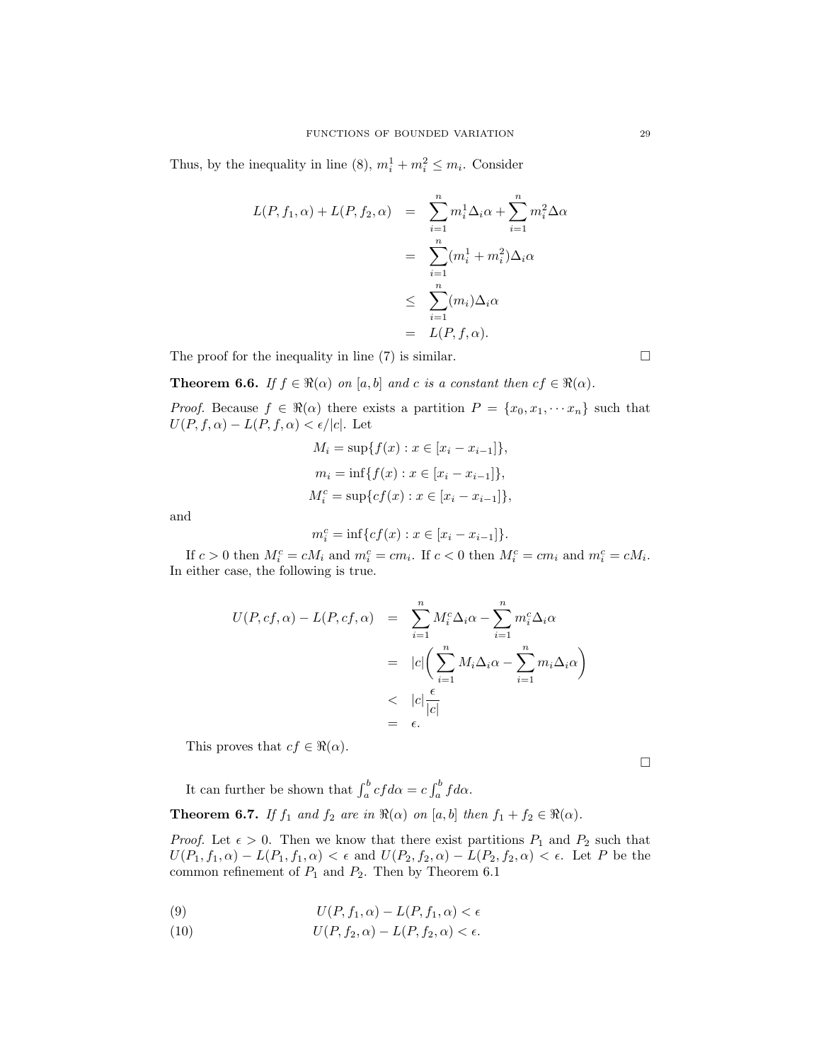Thus, by the inequality in line (8), $m_i^1 + m_i^2 \le m_i$. Consider

$$
\begin{aligned}
L(P, f_1, \alpha) + L(P, f_2, \alpha) &= \sum_{i=1}^{n} m_i^1 \Delta_i \alpha + \sum_{i=1}^{n} m_i^2 \Delta \alpha \\
&= \sum_{i=1}^{n} (m_i^1 + m_i^2) \Delta_i \alpha \\
&\le \sum_{i=1}^{n} (m_i) \Delta_i \alpha \\
&= L(P, f, \alpha).
\end{aligned}
$$

The proof for the inequality in line (7) is similar. □

**Theorem 6.6.** *If $f \in \Re(\alpha)$ on $[a, b]$ and $c$ is a constant then $cf \in \Re(\alpha)$.*

*Proof.* Because $f \in \Re(\alpha)$ there exists a partition $P = \{x_0, x_1, \cdots x_n\}$ such that $U(P, f, \alpha) - L(P, f, \alpha) < \epsilon/|c|$. Let

$$M_i = \sup\{f(x) : x \in [x_i - x_{i-1}]\},$$

$$m_i = \inf\{f(x) : x \in [x_i - x_{i-1}]\},$$

$$M_i^c = \sup\{cf(x) : x \in [x_i - x_{i-1}]\},$$

and

$$m_i^c = \inf\{cf(x) : x \in [x_i - x_{i-1}]\}.$$

If $c > 0$ then $M_i^c = cM_i$ and $m_i^c = cm_i$. If $c < 0$ then $M_i^c = cm_i$ and $m_i^c = cM_i$. In either case, the following is true.

$$
\begin{aligned}
U(P, cf, \alpha) - L(P, cf, \alpha) &= \sum_{i=1}^{n} M_i^c \Delta_i \alpha - \sum_{i=1}^{n} m_i^c \Delta_i \alpha \\
&= |c| \left( \sum_{i=1}^{n} M_i \Delta_i \alpha - \sum_{i=1}^{n} m_i \Delta_i \alpha \right) \\
&< |c| \frac{\epsilon}{|c|} \\
&= \epsilon.
\end{aligned}
$$

This proves that $cf \in \Re(\alpha)$.

□

It can further be shown that $\int_a^b cf d\alpha = c \int_a^b f d\alpha$.

**Theorem 6.7.** *If $f_1$ and $f_2$ are in $\Re(\alpha)$ on $[a, b]$ then $f_1 + f_2 \in \Re(\alpha)$.*

*Proof.* Let $\epsilon > 0$. Then we know that there exist partitions $P_1$ and $P_2$ such that $U(P_1, f_1, \alpha) - L(P_1, f_1, \alpha) < \epsilon$ and $U(P_2, f_2, \alpha) - L(P_2, f_2, \alpha) < \epsilon$. Let $P$ be the common refinement of $P_1$ and $P_2$. Then by Theorem 6.1

$$U(P, f_1, \alpha) - L(P, f_1, \alpha) < \epsilon \tag{9}$$

$$U(P, f_2, \alpha) - L(P, f_2, \alpha) < \epsilon. \tag{10}$$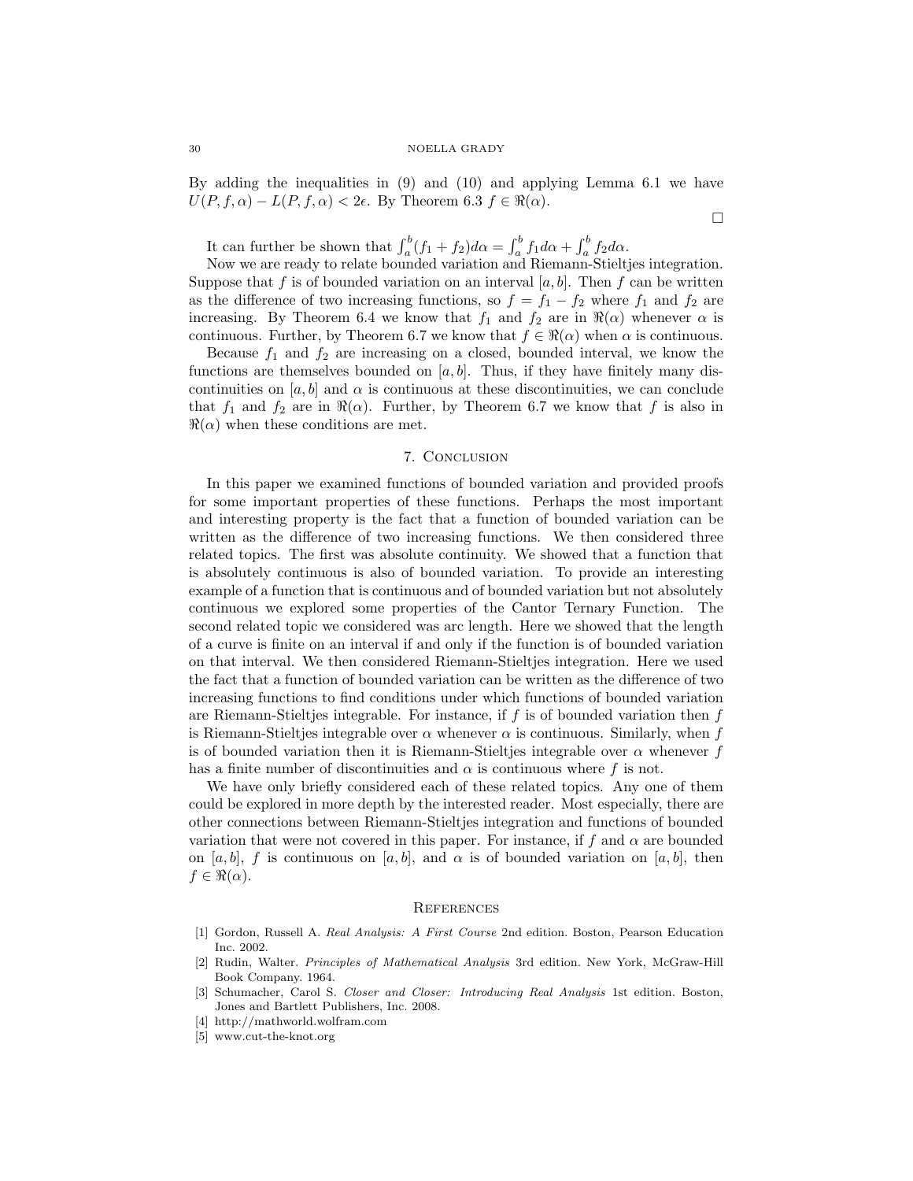By adding the inequalities in (9) and (10) and applying Lemma 6.1 we have $U(P, f, \alpha) - L(P, f, \alpha) < 2\epsilon$. By Theorem 6.3 $f \in \Re(\alpha)$.

□

It can further be shown that $\int_a^b (f_1 + f_2) d\alpha = \int_a^b f_1 d\alpha + \int_a^b f_2 d\alpha$.

Now we are ready to relate bounded variation and Riemann-Stieltjes integration. Suppose that $f$ is of bounded variation on an interval $[a, b]$. Then $f$ can be written as the difference of two increasing functions, so $f = f_1 - f_2$ where $f_1$ and $f_2$ are increasing. By Theorem 6.4 we know that $f_1$ and $f_2$ are in $\Re(\alpha)$ whenever $\alpha$ is continuous. Further, by Theorem 6.7 we know that $f \in \Re(\alpha)$ when $\alpha$ is continuous.

Because $f_1$ and $f_2$ are increasing on a closed, bounded interval, we know the functions are themselves bounded on $[a, b]$. Thus, if they have finitely many discontinuities on $[a, b]$ and $\alpha$ is continuous at these discontinuities, we can conclude that $f_1$ and $f_2$ are in $\Re(\alpha)$. Further, by Theorem 6.7 we know that $f$ is also in $\Re(\alpha)$ when these conditions are met.

## 7. Conclusion

In this paper we examined functions of bounded variation and provided proofs for some important properties of these functions. Perhaps the most important and interesting property is the fact that a function of bounded variation can be written as the difference of two increasing functions. We then considered three related topics. The first was absolute continuity. We showed that a function that is absolutely continuous is also of bounded variation. To provide an interesting example of a function that is continuous and of bounded variation but not absolutely continuous we explored some properties of the Cantor Ternary Function. The second related topic we considered was arc length. Here we showed that the length of a curve is finite on an interval if and only if the function is of bounded variation on that interval. We then considered Riemann-Stieltjes integration. Here we used the fact that a function of bounded variation can be written as the difference of two increasing functions to find conditions under which functions of bounded variation are Riemann-Stieltjes integrable. For instance, if $f$ is of bounded variation then $f$ is Riemann-Stieltjes integrable over $\alpha$ whenever $\alpha$ is continuous. Similarly, when $f$ is of bounded variation then it is Riemann-Stieltjes integrable over $\alpha$ whenever $f$ has a finite number of discontinuities and $\alpha$ is continuous where $f$ is not.

We have only briefly considered each of these related topics. Any one of them could be explored in more depth by the interested reader. Most especially, there are other connections between Riemann-Stieltjes integration and functions of bounded variation that were not covered in this paper. For instance, if $f$ and $\alpha$ are bounded on $[a, b]$, $f$ is continuous on $[a, b]$, and $\alpha$ is of bounded variation on $[a, b]$, then $f \in \Re(\alpha)$.

## References

[1] Gordon, Russell A. *Real Analysis: A First Course* 2nd edition. Boston, Pearson Education Inc. 2002.

[2] Rudin, Walter. *Principles of Mathematical Analysis* 3rd edition. New York, McGraw-Hill Book Company. 1964.

[3] Schumacher, Carol S. *Closer and Closer: Introducing Real Analysis* 1st edition. Boston, Jones and Bartlett Publishers, Inc. 2008.

[4] http://mathworld.wolfram.com

[5] www.cut-the-knot.org